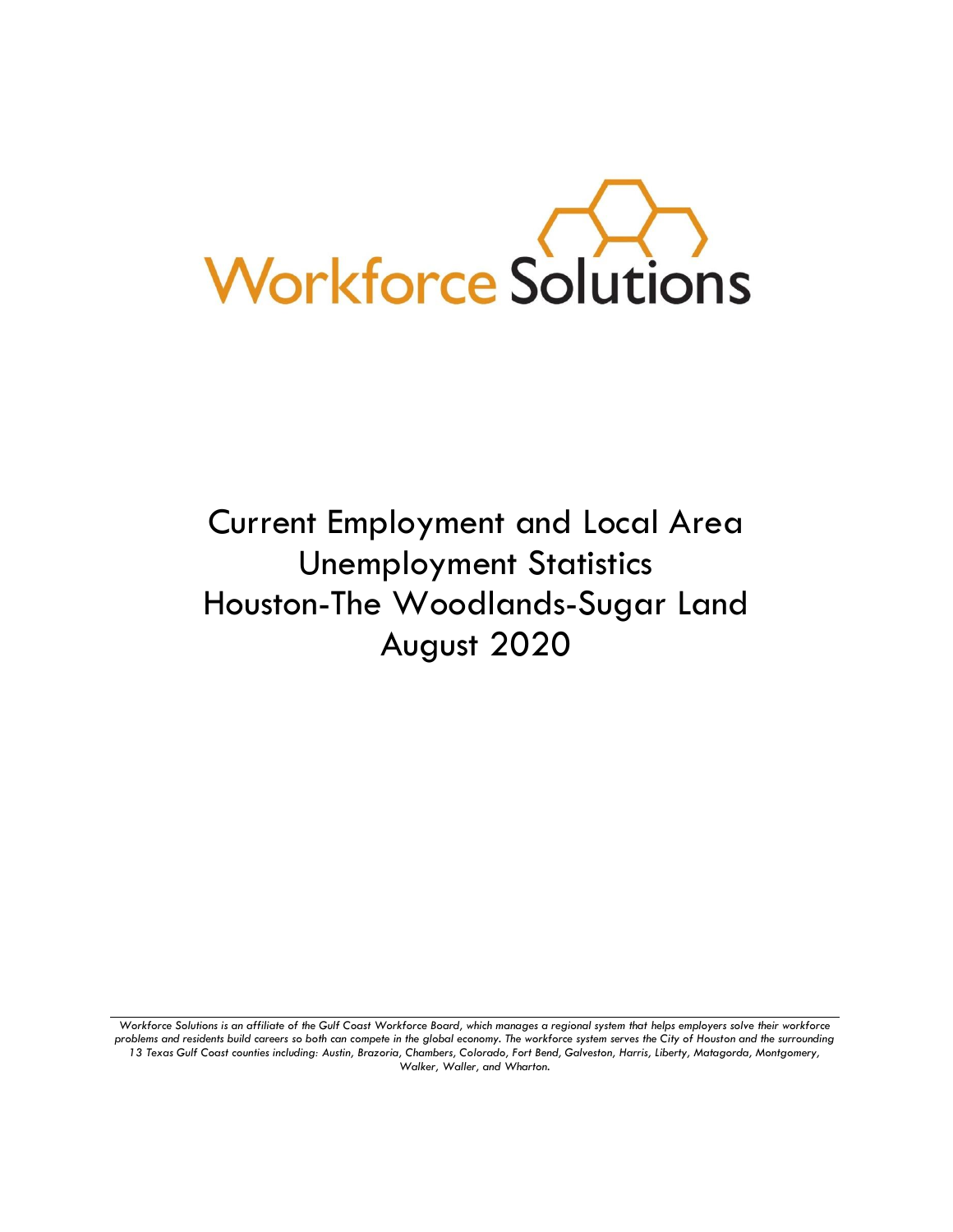Workforce Solutions

# Current Employment and Local Area Unemployment Statistics Houston-The Woodlands-Sugar Land August 2020

*Workforce Solutions is an affiliate of the Gulf Coast Workforce Board, which manages a regional system that helps employers solve their workforce problems and residents build careers so both can compete in the global economy. The workforce system serves the City of Houston and the surrounding 13 Texas Gulf Coast counties including: Austin, Brazoria, Chambers, Colorado, Fort Bend, Galveston, Harris, Liberty, Matagorda, Montgomery, Walker, Waller, and Wharton.*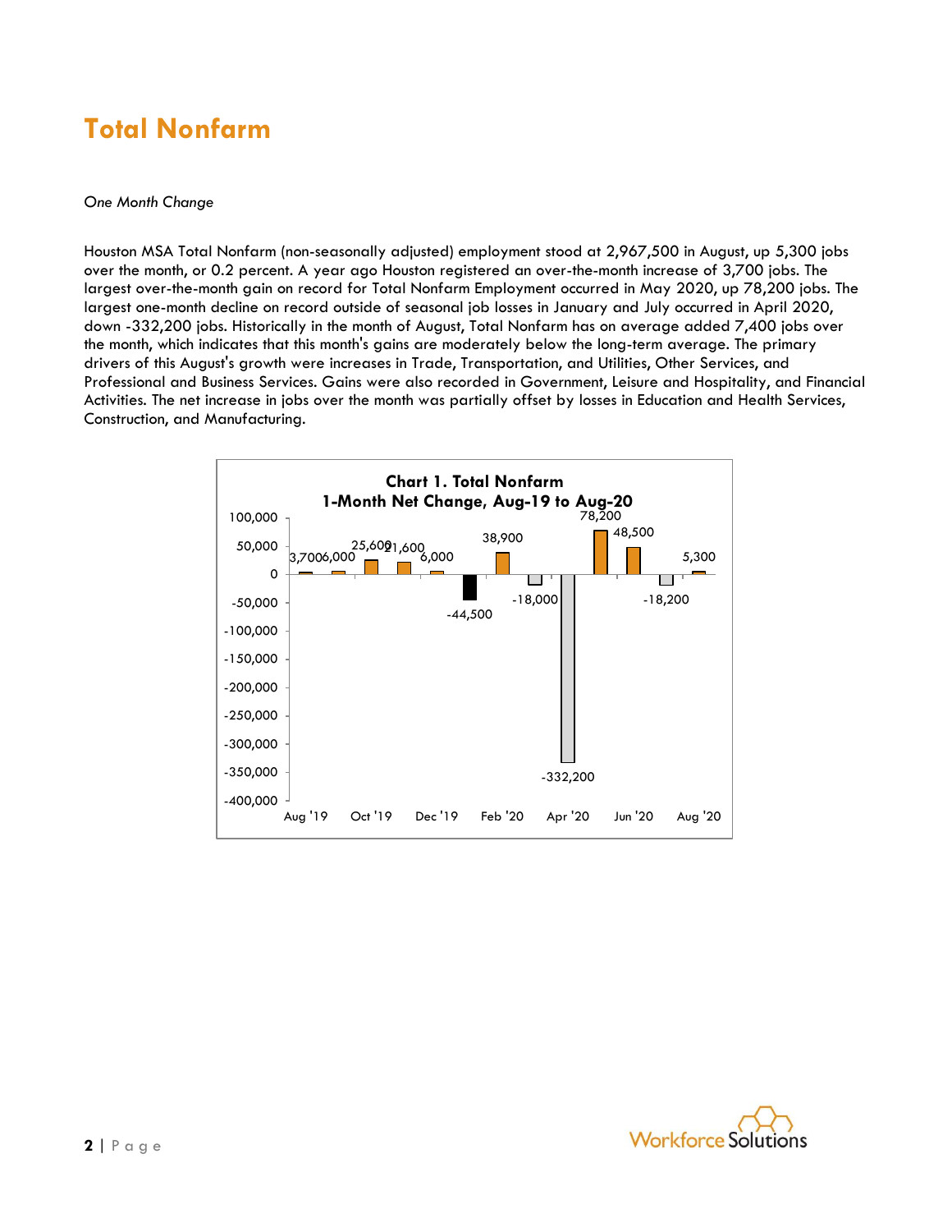# Total Nonfarm

*One Month Change*

Houston MSA Total Nonfarm (non-seasonally adjusted) employment stood at 2,967,500 in August, up 5,300 jobs over the month, or 0.2 percent. A year ago Houston registered an over-the-month increase of 3,700 jobs. The largest over-the-month gain on record for Total Nonfarm Employment occurred in May 2020, up 78,200 jobs. The largest one-month decline on record outside of seasonal job losses in January and July occurred in April 2020, down -332,200 jobs. Historically in the month of August, Total Nonfarm has on average added 7,400 jobs over the month, which indicates that this month's gains are moderately below the long-term average. The primary drivers of this August's growth were increases in Trade, Transportation, and Utilities, Other Services, and Professional and Business Services. Gains were also recorded in Government, Leisure and Hospitality, and Financial Activities. The net increase in jobs over the month was partially offset by losses in Education and Health Services, Construction, and Manufacturing.

**Chart 1. Total Nonfarm**
**1-Month Net Change, Aug-19 to Aug-20**

| Month | Net Change |
|---|---|
| Aug '19 | 3,700 |
| Sep '19 | 6,000 |
| Oct '19 | 25,600 |
| Nov '19 | 21,600 |
| Dec '19 | 6,000 |
| Jan '20 | -44,500 |
| Feb '20 | 38,900 |
| Mar '20 | -18,000 |
| Apr '20 | -332,200 |
| May '20 | 78,200 |
| Jun '20 | 48,500 |
| Jul '20 | -18,200 |
| Aug '20 | 5,300 |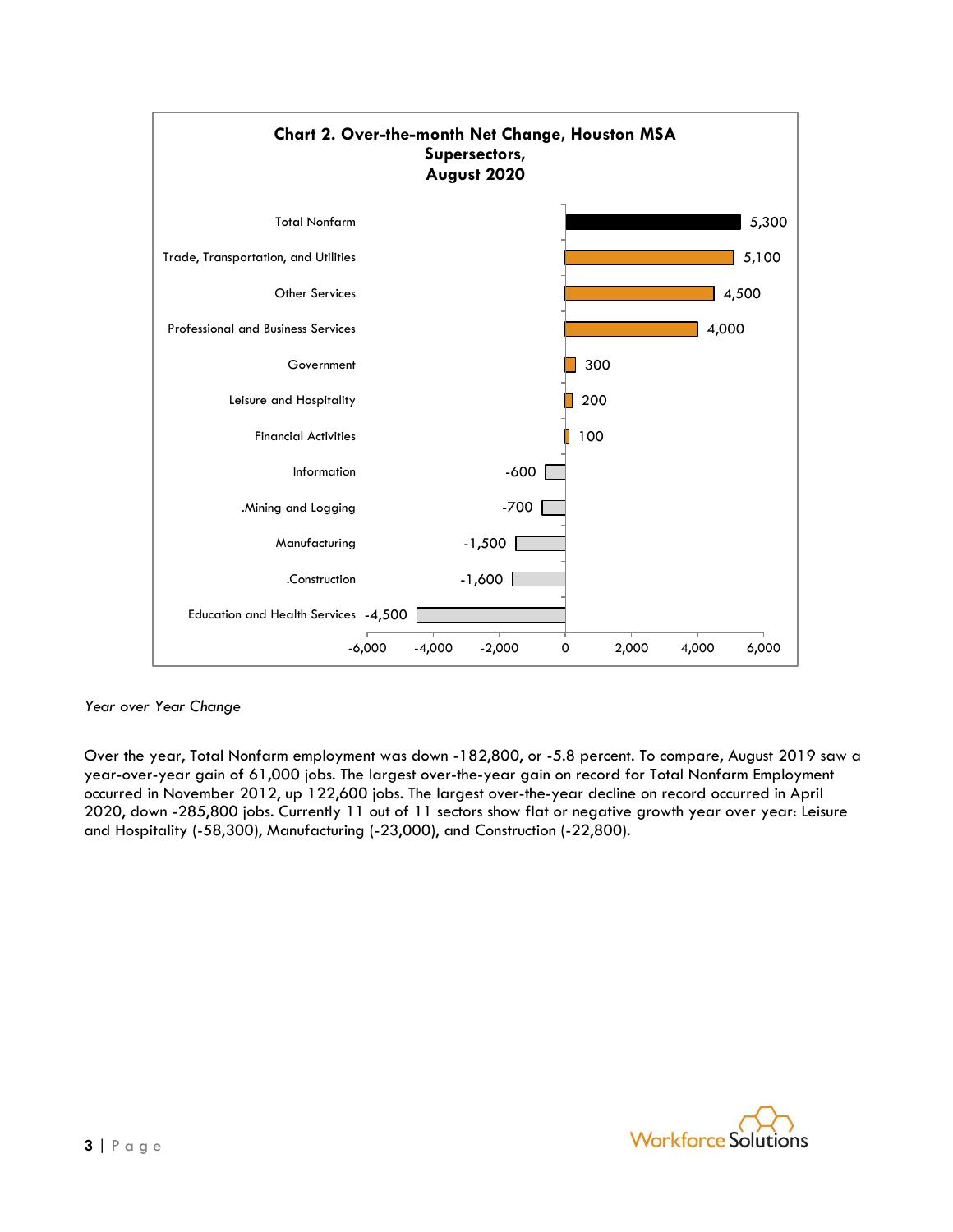**Chart 2. Over-the-month Net Change, Houston MSA Supersectors, August 2020**

| Supersector | Net Change |
| --- | --- |
| Total Nonfarm | 5,300 |
| Trade, Transportation, and Utilities | 5,100 |
| Other Services | 4,500 |
| Professional and Business Services | 4,000 |
| Government | 300 |
| Leisure and Hospitality | 200 |
| Financial Activities | 100 |
| Information | -600 |
| .Mining and Logging | -700 |
| Manufacturing | -1,500 |
| .Construction | -1,600 |
| Education and Health Services | -4,500 |

*Year over Year Change*

Over the year, Total Nonfarm employment was down -182,800, or -5.8 percent. To compare, August 2019 saw a year-over-year gain of 61,000 jobs. The largest over-the-year gain on record for Total Nonfarm Employment occurred in November 2012, up 122,600 jobs. The largest over-the-year decline on record occurred in April 2020, down -285,800 jobs. Currently 11 out of 11 sectors show flat or negative growth year over year: Leisure and Hospitality (-58,300), Manufacturing (-23,000), and Construction (-22,800).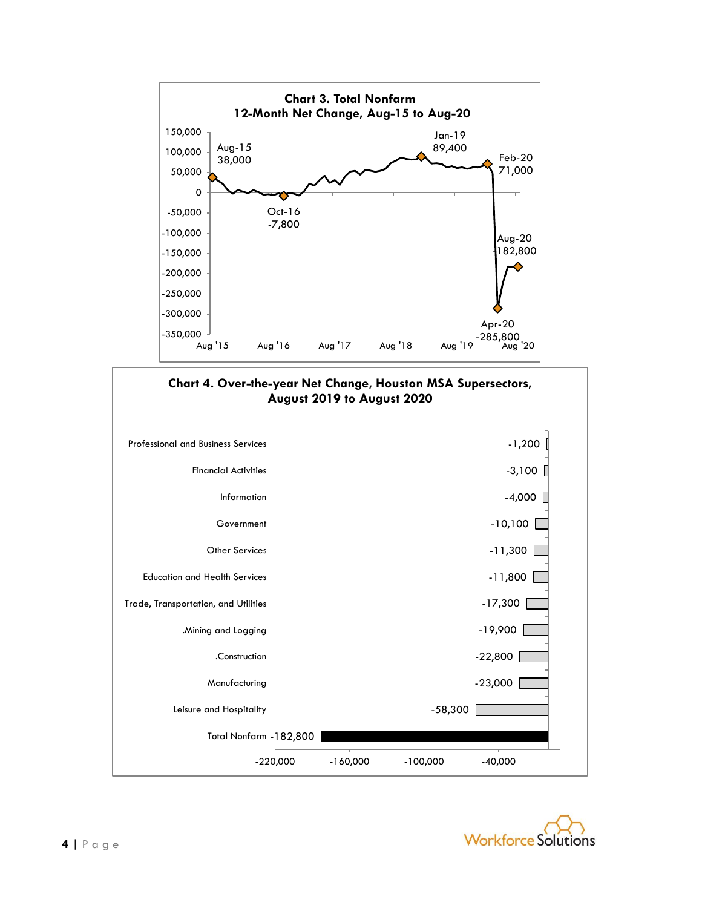**Chart 3. Total Nonfarm**
**12-Month Net Change, Aug-15 to Aug-20**

| Point | Value |
|---|---|
| Aug-15 | 38,000 |
| Oct-16 | -7,800 |
| Jan-19 | 89,400 |
| Feb-20 | 71,000 |
| Apr-20 | -285,800 |
| Aug-20 | -182,800 |

**Chart 4. Over-the-year Net Change, Houston MSA Supersectors, August 2019 to August 2020**

| Supersector | Net Change |
|---|---|
| Professional and Business Services | -1,200 |
| Financial Activities | -3,100 |
| Information | -4,000 |
| Government | -10,100 |
| Other Services | -11,300 |
| Education and Health Services | -11,800 |
| Trade, Transportation, and Utilities | -17,300 |
| .Mining and Logging | -19,900 |
| .Construction | -22,800 |
| Manufacturing | -23,000 |
| Leisure and Hospitality | -58,300 |
| Total Nonfarm | -182,800 |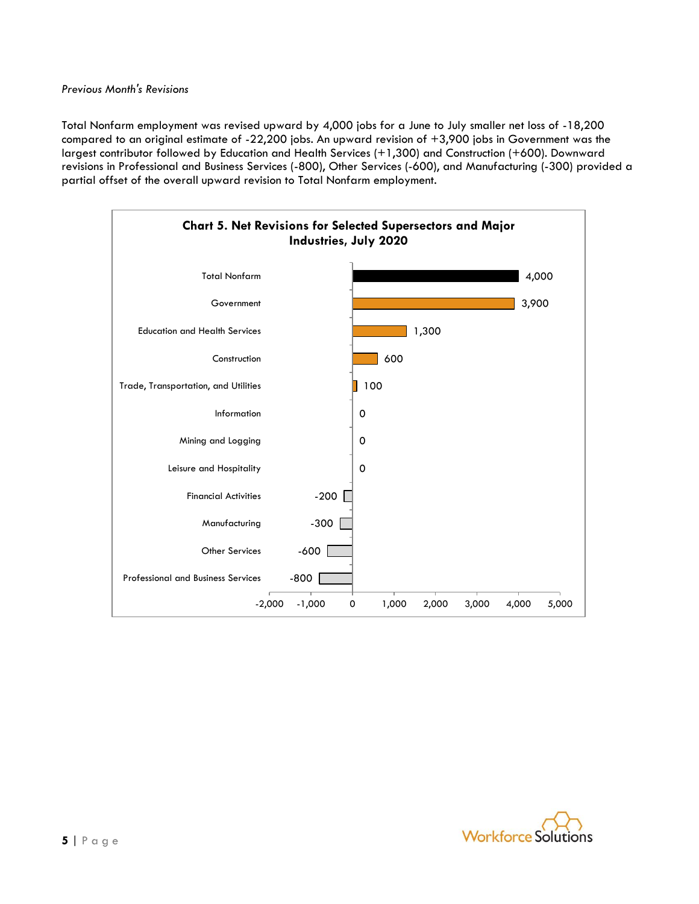*Previous Month's Revisions*

Total Nonfarm employment was revised upward by 4,000 jobs for a June to July smaller net loss of -18,200 compared to an original estimate of -22,200 jobs. An upward revision of +3,900 jobs in Government was the largest contributor followed by Education and Health Services (+1,300) and Construction (+600). Downward revisions in Professional and Business Services (-800), Other Services (-600), and Manufacturing (-300) provided a partial offset of the overall upward revision to Total Nonfarm employment.

**Chart 5. Net Revisions for Selected Supersectors and Major Industries, July 2020**

| Industry | Net Revision |
|---|---|
| Total Nonfarm | 4,000 |
| Government | 3,900 |
| Education and Health Services | 1,300 |
| Construction | 600 |
| Trade, Transportation, and Utilities | 100 |
| Information | 0 |
| Mining and Logging | 0 |
| Leisure and Hospitality | 0 |
| Financial Activities | -200 |
| Manufacturing | -300 |
| Other Services | -600 |
| Professional and Business Services | -800 |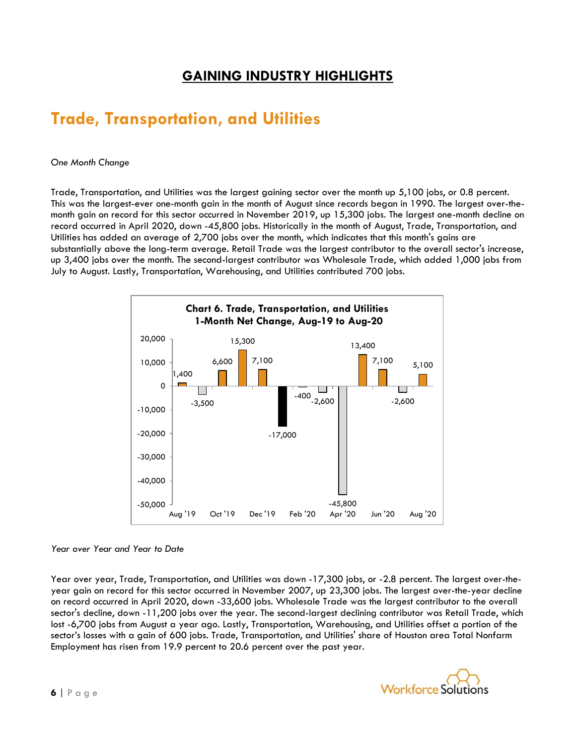# GAINING INDUSTRY HIGHLIGHTS

## Trade, Transportation, and Utilities

*One Month Change*

Trade, Transportation, and Utilities was the largest gaining sector over the month up 5,100 jobs, or 0.8 percent. This was the largest-ever one-month gain in the month of August since records began in 1990. The largest over-the-month gain on record for this sector occurred in November 2019, up 15,300 jobs. The largest one-month decline on record occurred in April 2020, down -45,800 jobs. Historically in the month of August, Trade, Transportation, and Utilities has added an average of 2,700 jobs over the month, which indicates that this month's gains are substantially above the long-term average. Retail Trade was the largest contributor to the overall sector's increase, up 3,400 jobs over the month. The second-largest contributor was Wholesale Trade, which added 1,000 jobs from July to August. Lastly, Transportation, Warehousing, and Utilities contributed 700 jobs.

**Chart 6. Trade, Transportation, and Utilities 1-Month Net Change, Aug-19 to Aug-20**

| Month | Net Change |
|---|---|
| Aug '19 | 1,400 |
| Sep '19 | -3,500 |
| Oct '19 | 6,600 |
| Nov '19 | 15,300 |
| Dec '19 | 7,100 |
| Jan '20 | -17,000 |
| Feb '20 | -400 |
| Mar '20 | -2,600 |
| Apr '20 | -45,800 |
| May '20 | 13,400 |
| Jun '20 | 7,100 |
| Jul '20 | -2,600 |
| Aug '20 | 5,100 |

*Year over Year and Year to Date*

Year over year, Trade, Transportation, and Utilities was down -17,300 jobs, or -2.8 percent. The largest over-the-year gain on record for this sector occurred in November 2007, up 23,300 jobs. The largest over-the-year decline on record occurred in April 2020, down -33,600 jobs. Wholesale Trade was the largest contributor to the overall sector's decline, down -11,200 jobs over the year. The second-largest declining contributor was Retail Trade, which lost -6,700 jobs from August a year ago. Lastly, Transportation, Warehousing, and Utilities offset a portion of the sector's losses with a gain of 600 jobs. Trade, Transportation, and Utilities' share of Houston area Total Nonfarm Employment has risen from 19.9 percent to 20.6 percent over the past year.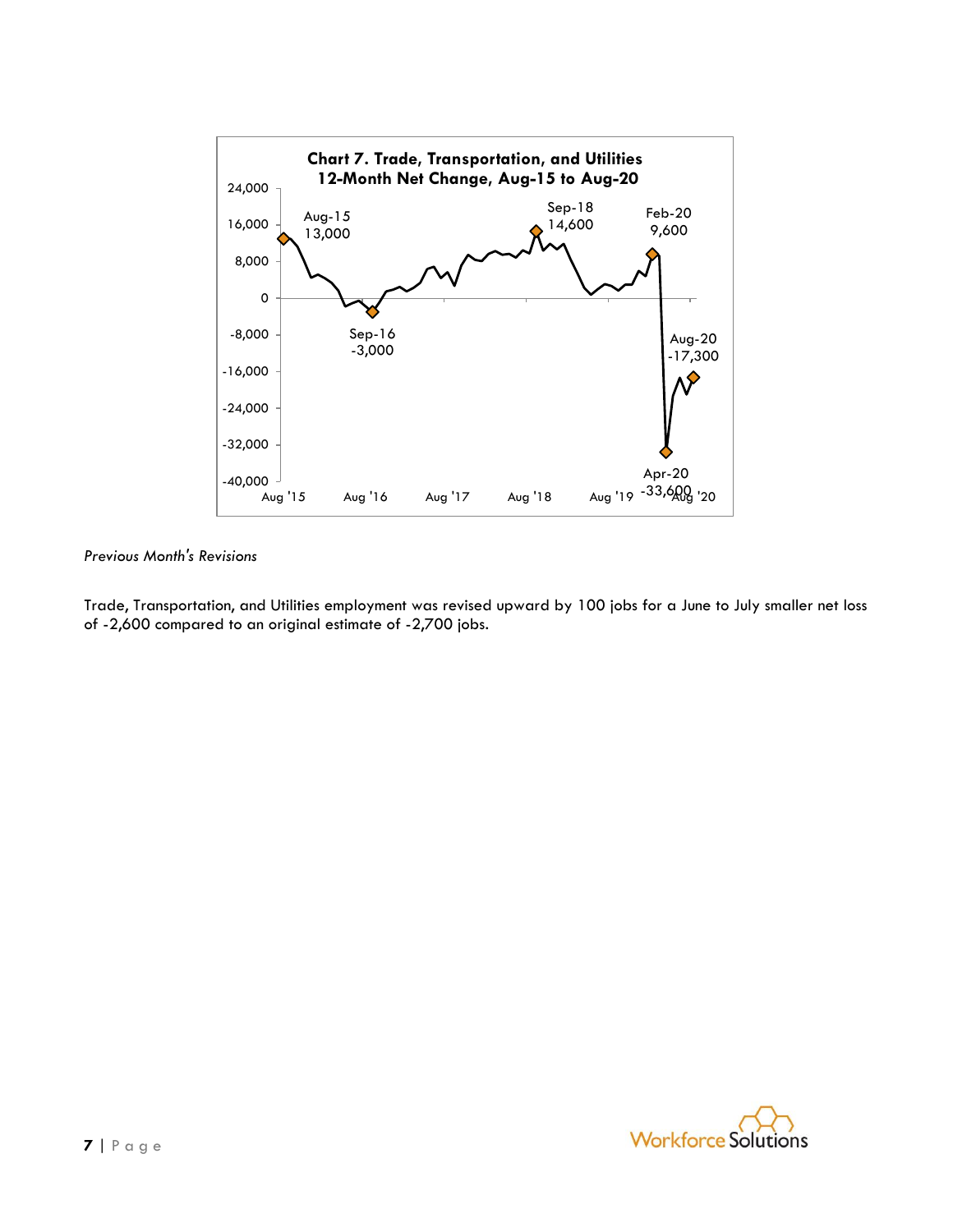**Chart 7. Trade, Transportation, and Utilities 12-Month Net Change, Aug-15 to Aug-20**

*Previous Month's Revisions*

Trade, Transportation, and Utilities employment was revised upward by 100 jobs for a June to July smaller net loss of -2,600 compared to an original estimate of -2,700 jobs.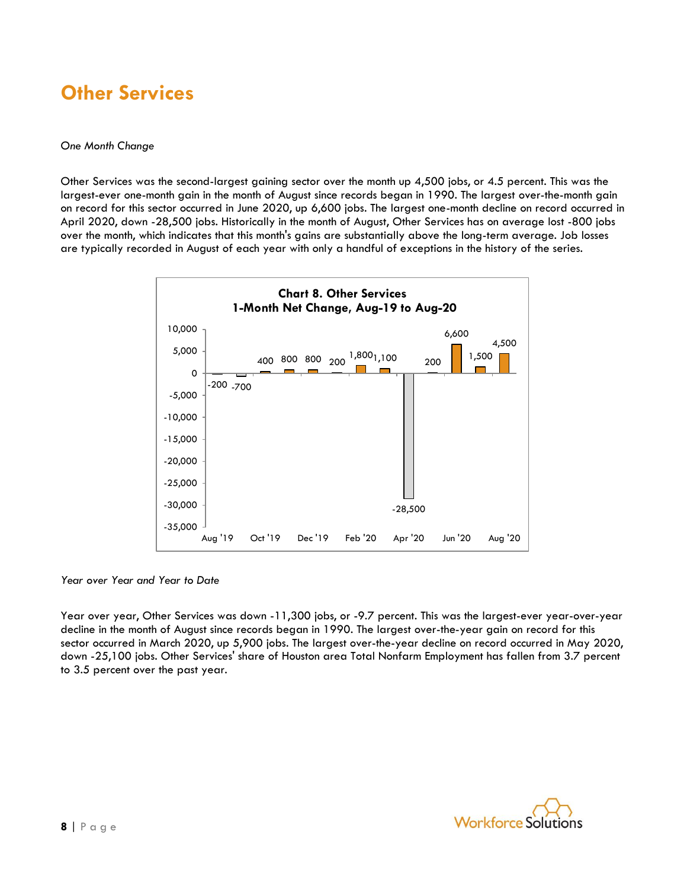# Other Services

*One Month Change*

Other Services was the second-largest gaining sector over the month up 4,500 jobs, or 4.5 percent. This was the largest-ever one-month gain in the month of August since records began in 1990. The largest over-the-month gain on record for this sector occurred in June 2020, up 6,600 jobs. The largest one-month decline on record occurred in April 2020, down -28,500 jobs. Historically in the month of August, Other Services has on average lost -800 jobs over the month, which indicates that this month's gains are substantially above the long-term average. Job losses are typically recorded in August of each year with only a handful of exceptions in the history of the series.

**Chart 8. Other Services**
**1-Month Net Change, Aug-19 to Aug-20**

| Month | Net Change |
|---|---|
| Aug '19 | -200 |
| Sep '19 | -700 |
| Oct '19 | 400 |
| Nov '19 | 800 |
| Dec '19 | 800 |
| Jan '20 | 200 |
| Feb '20 | 1,800 |
| Mar '20 | 1,100 |
| Apr '20 | -28,500 |
| May '20 | 200 |
| Jun '20 | 6,600 |
| Jul '20 | 1,500 |
| Aug '20 | 4,500 |

*Year over Year and Year to Date*

Year over year, Other Services was down -11,300 jobs, or -9.7 percent. This was the largest-ever year-over-year decline in the month of August since records began in 1990. The largest over-the-year gain on record for this sector occurred in March 2020, up 5,900 jobs. The largest over-the-year decline on record occurred in May 2020, down -25,100 jobs. Other Services' share of Houston area Total Nonfarm Employment has fallen from 3.7 percent to 3.5 percent over the past year.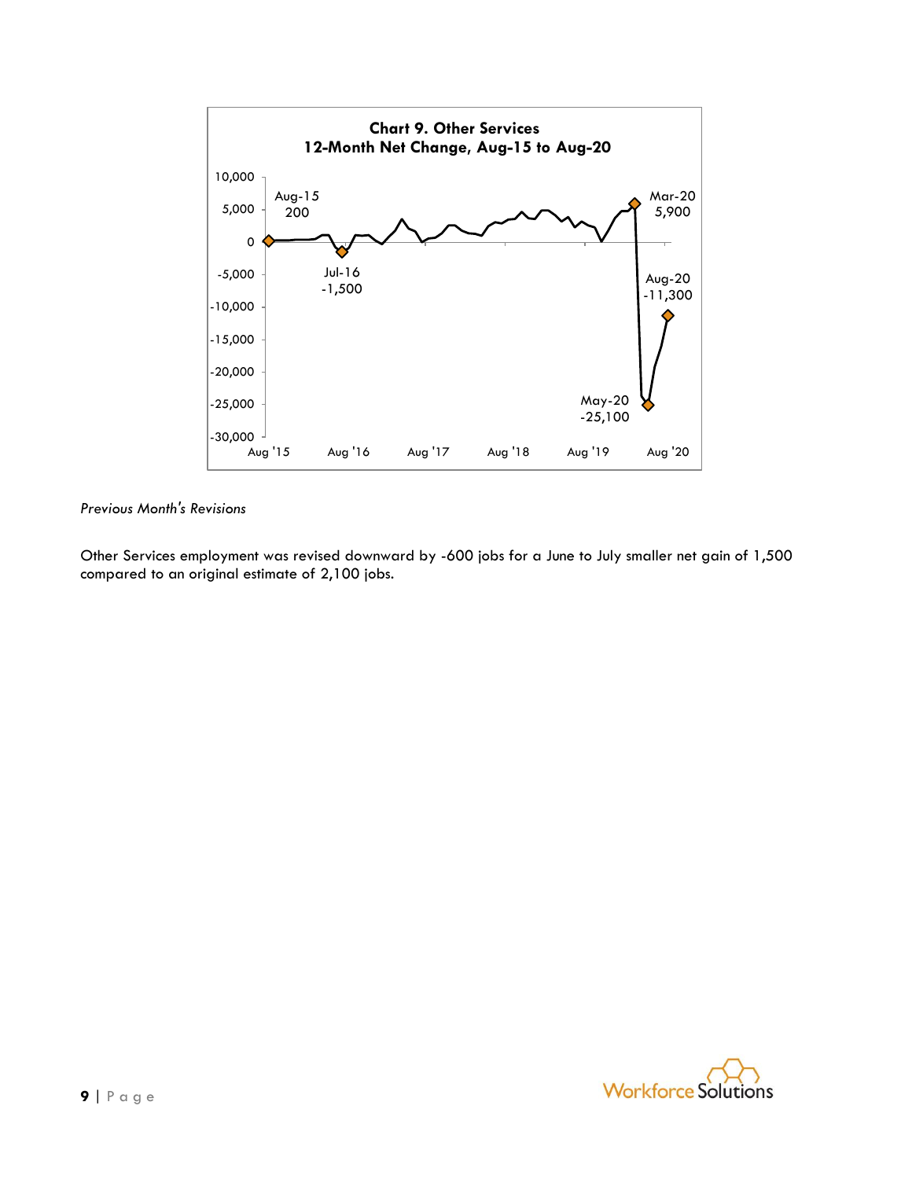**Chart 9. Other Services**
**12-Month Net Change, Aug-15 to Aug-20**

*Previous Month's Revisions*

Other Services employment was revised downward by -600 jobs for a June to July smaller net gain of 1,500 compared to an original estimate of 2,100 jobs.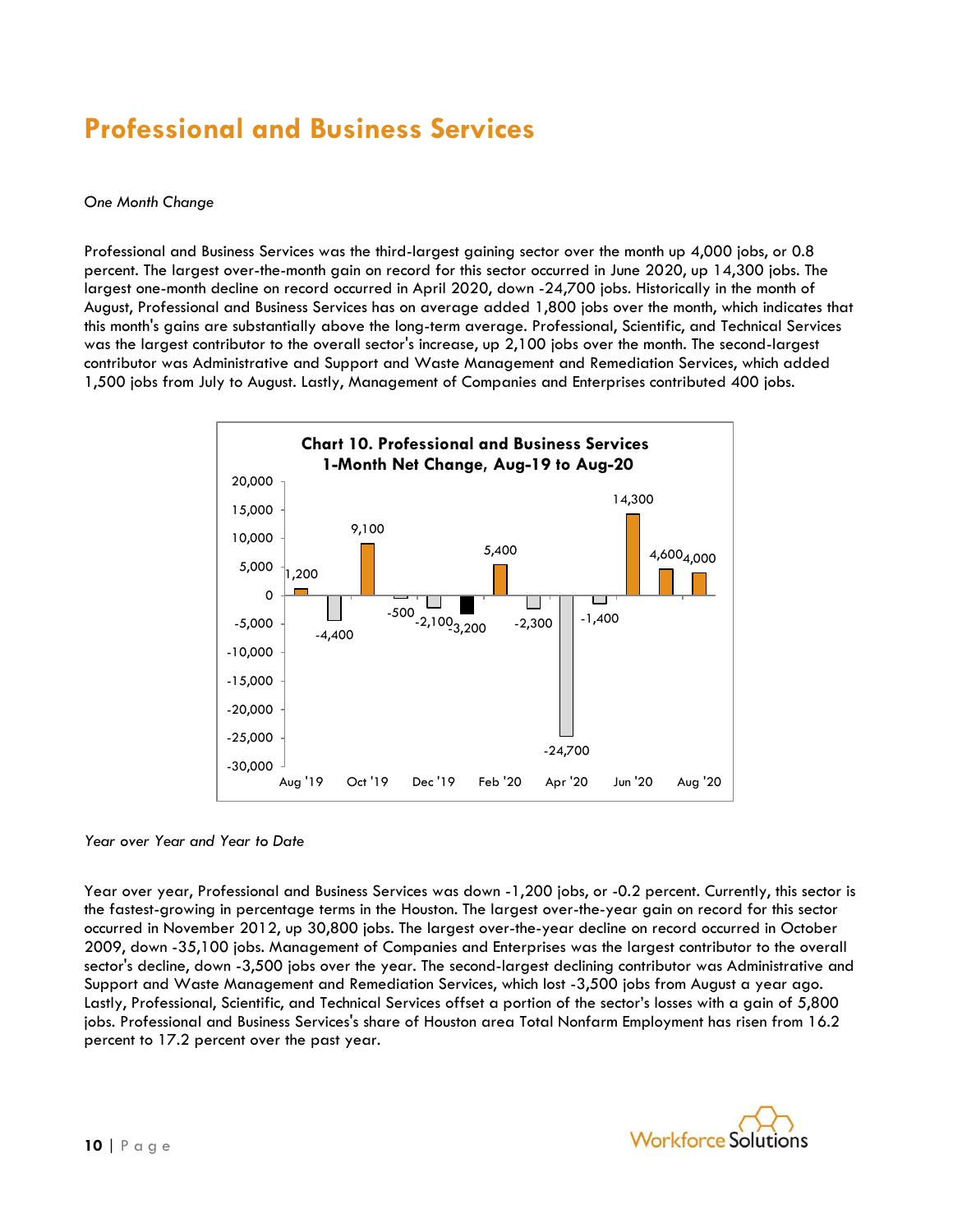# Professional and Business Services

*One Month Change*

Professional and Business Services was the third-largest gaining sector over the month up 4,000 jobs, or 0.8 percent. The largest over-the-month gain on record for this sector occurred in June 2020, up 14,300 jobs. The largest one-month decline on record occurred in April 2020, down -24,700 jobs. Historically in the month of August, Professional and Business Services has on average added 1,800 jobs over the month, which indicates that this month's gains are substantially above the long-term average. Professional, Scientific, and Technical Services was the largest contributor to the overall sector's increase, up 2,100 jobs over the month. The second-largest contributor was Administrative and Support and Waste Management and Remediation Services, which added 1,500 jobs from July to August. Lastly, Management of Companies and Enterprises contributed 400 jobs.

**Chart 10. Professional and Business Services 1-Month Net Change, Aug-19 to Aug-20**

| Month | Net Change |
|---|---|
| Aug '19 | 1,200 |
| Sep '19 | -4,400 |
| Oct '19 | 9,100 |
| Nov '19 | -500 |
| Dec '19 | -2,100 |
| Jan '20 | -3,200 |
| Feb '20 | 5,400 |
| Mar '20 | -2,300 |
| Apr '20 | -24,700 |
| May '20 | -1,400 |
| Jun '20 | 14,300 |
| Jul '20 | 4,600 |
| Aug '20 | 4,000 |

*Year over Year and Year to Date*

Year over year, Professional and Business Services was down -1,200 jobs, or -0.2 percent. Currently, this sector is the fastest-growing in percentage terms in the Houston. The largest over-the-year gain on record for this sector occurred in November 2012, up 30,800 jobs. The largest over-the-year decline on record occurred in October 2009, down -35,100 jobs. Management of Companies and Enterprises was the largest contributor to the overall sector's decline, down -3,500 jobs over the year. The second-largest declining contributor was Administrative and Support and Waste Management and Remediation Services, which lost -3,500 jobs from August a year ago. Lastly, Professional, Scientific, and Technical Services offset a portion of the sector's losses with a gain of 5,800 jobs. Professional and Business Services's share of Houston area Total Nonfarm Employment has risen from 16.2 percent to 17.2 percent over the past year.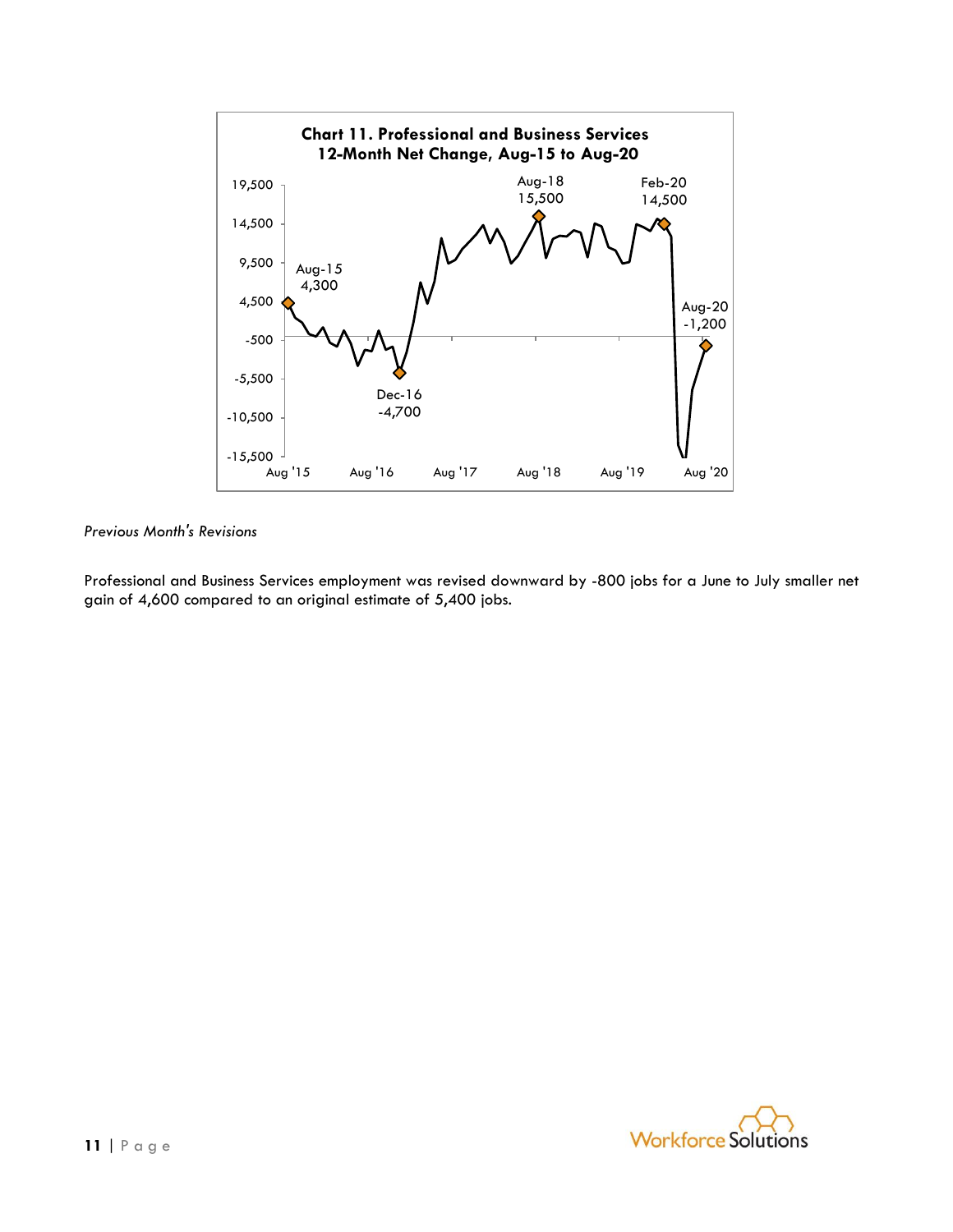**Chart 11. Professional and Business Services 12-Month Net Change, Aug-15 to Aug-20**

*Previous Month's Revisions*

Professional and Business Services employment was revised downward by -800 jobs for a June to July smaller net gain of 4,600 compared to an original estimate of 5,400 jobs.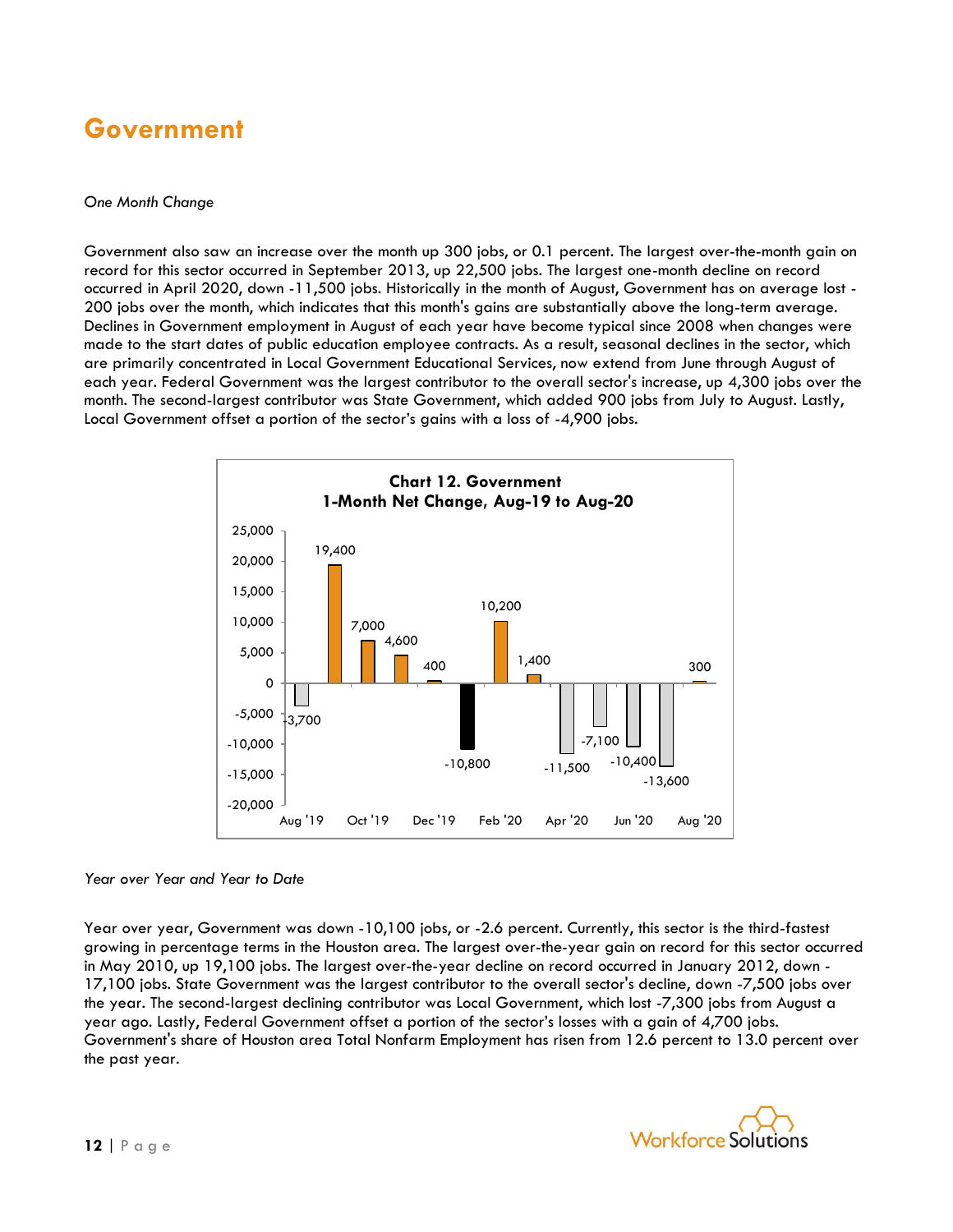# Government

*One Month Change*

Government also saw an increase over the month up 300 jobs, or 0.1 percent. The largest over-the-month gain on record for this sector occurred in September 2013, up 22,500 jobs. The largest one-month decline on record occurred in April 2020, down -11,500 jobs. Historically in the month of August, Government has on average lost -200 jobs over the month, which indicates that this month's gains are substantially above the long-term average. Declines in Government employment in August of each year have become typical since 2008 when changes were made to the start dates of public education employee contracts. As a result, seasonal declines in the sector, which are primarily concentrated in Local Government Educational Services, now extend from June through August of each year. Federal Government was the largest contributor to the overall sector's increase, up 4,300 jobs over the month. The second-largest contributor was State Government, which added 900 jobs from July to August. Lastly, Local Government offset a portion of the sector's gains with a loss of -4,900 jobs.

**Chart 12. Government**
**1-Month Net Change, Aug-19 to Aug-20**

*Year over Year and Year to Date*

Year over year, Government was down -10,100 jobs, or -2.6 percent. Currently, this sector is the third-fastest growing in percentage terms in the Houston area. The largest over-the-year gain on record for this sector occurred in May 2010, up 19,100 jobs. The largest over-the-year decline on record occurred in January 2012, down -17,100 jobs. State Government was the largest contributor to the overall sector's decline, down -7,500 jobs over the year. The second-largest declining contributor was Local Government, which lost -7,300 jobs from August a year ago. Lastly, Federal Government offset a portion of the sector's losses with a gain of 4,700 jobs. Government's share of Houston area Total Nonfarm Employment has risen from 12.6 percent to 13.0 percent over the past year.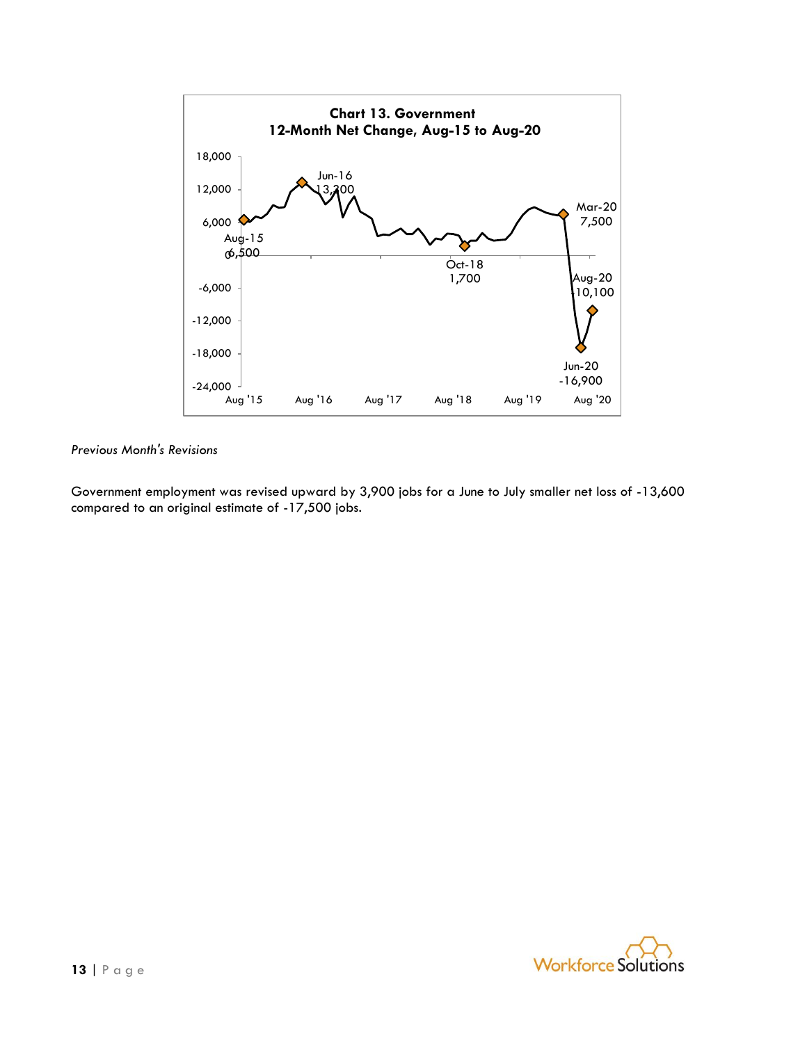**Chart 13. Government**
**12-Month Net Change, Aug-15 to Aug-20**

*Previous Month's Revisions*

Government employment was revised upward by 3,900 jobs for a June to July smaller net loss of -13,600 compared to an original estimate of -17,500 jobs.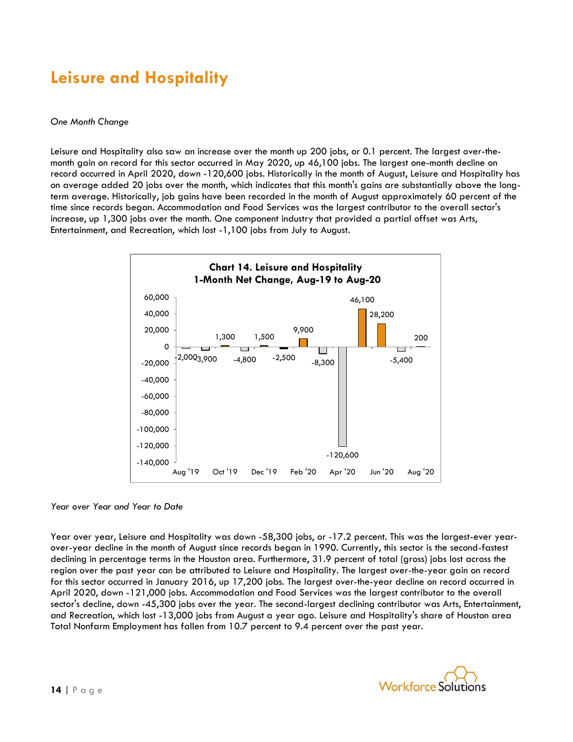# Leisure and Hospitality

*One Month Change*

Leisure and Hospitality also saw an increase over the month up 200 jobs, or 0.1 percent. The largest over-the-month gain on record for this sector occurred in May 2020, up 46,100 jobs. The largest one-month decline on record occurred in April 2020, down -120,600 jobs. Historically in the month of August, Leisure and Hospitality has on average added 20 jobs over the month, which indicates that this month's gains are substantially above the long-term average. Historically, job gains have been recorded in the month of August approximately 60 percent of the time since records began. Accommodation and Food Services was the largest contributor to the overall sector's increase, up 1,300 jobs over the month. One component industry that provided a partial offset was Arts, Entertainment, and Recreation, which lost -1,100 jobs from July to August.

**Chart 14. Leisure and Hospitality 1-Month Net Change, Aug-19 to Aug-20**

| Month | Net Change |
|---|---|
| Aug '19 | -2,000 |
| Sep '19 | -3,900 |
| Oct '19 | 1,300 |
| Nov '19 | -4,800 |
| Dec '19 | 1,500 |
| Jan '20 | -2,500 |
| Feb '20 | 9,900 |
| Mar '20 | -8,300 |
| Apr '20 | -120,600 |
| May '20 | 46,100 |
| Jun '20 | 28,200 |
| Jul '20 | -5,400 |
| Aug '20 | 200 |

*Year over Year and Year to Date*

Year over year, Leisure and Hospitality was down -58,300 jobs, or -17.2 percent. This was the largest-ever year-over-year decline in the month of August since records began in 1990. Currently, this sector is the second-fastest declining in percentage terms in the Houston area. Furthermore, 31.9 percent of total (gross) jobs lost across the region over the past year can be attributed to Leisure and Hospitality. The largest over-the-year gain on record for this sector occurred in January 2016, up 17,200 jobs. The largest over-the-year decline on record occurred in April 2020, down -121,000 jobs. Accommodation and Food Services was the largest contributor to the overall sector's decline, down -45,300 jobs over the year. The second-largest declining contributor was Arts, Entertainment, and Recreation, which lost -13,000 jobs from August a year ago. Leisure and Hospitality's share of Houston area Total Nonfarm Employment has fallen from 10.7 percent to 9.4 percent over the past year.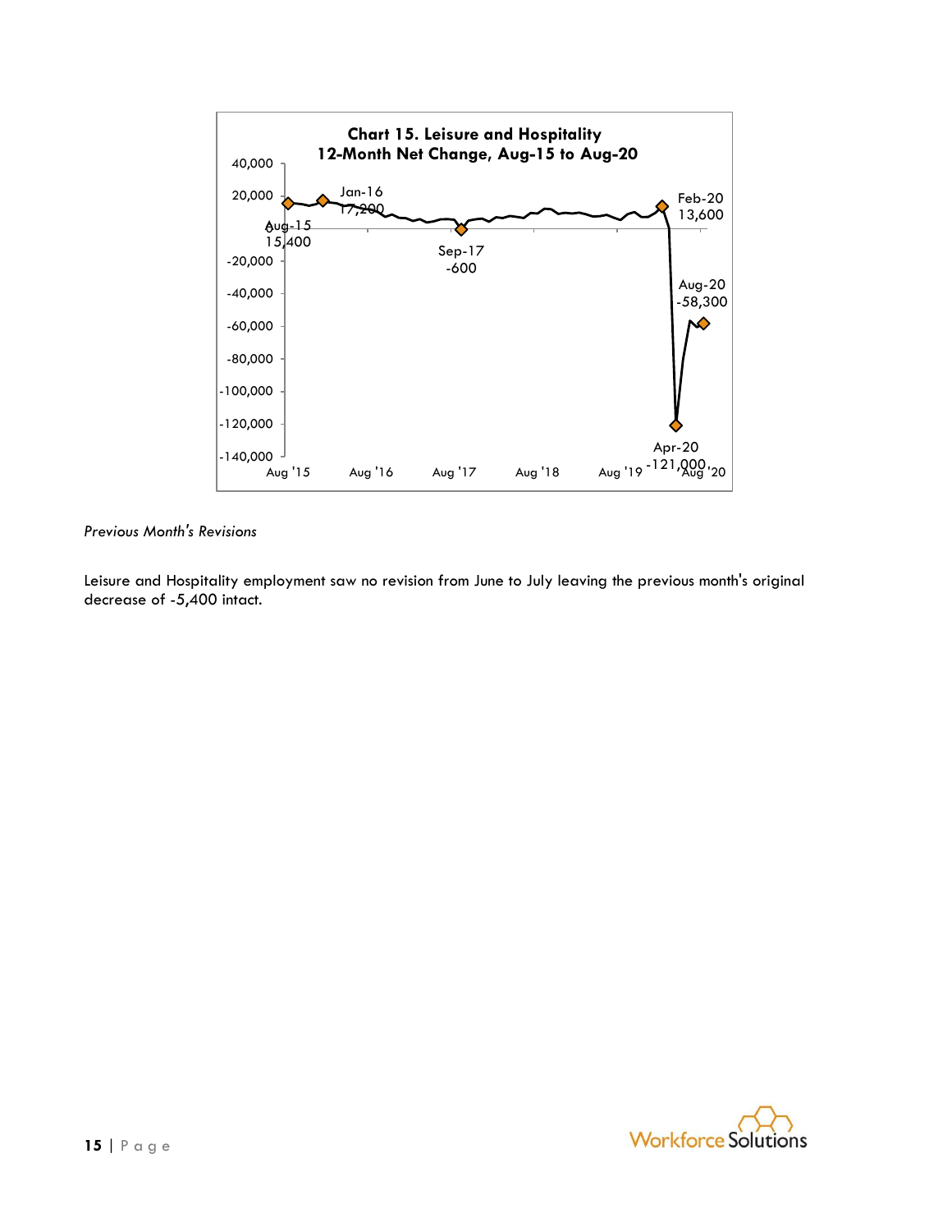**Chart 15. Leisure and Hospitality 12-Month Net Change, Aug-15 to Aug-20**

*Previous Month's Revisions*

Leisure and Hospitality employment saw no revision from June to July leaving the previous month's original decrease of -5,400 intact.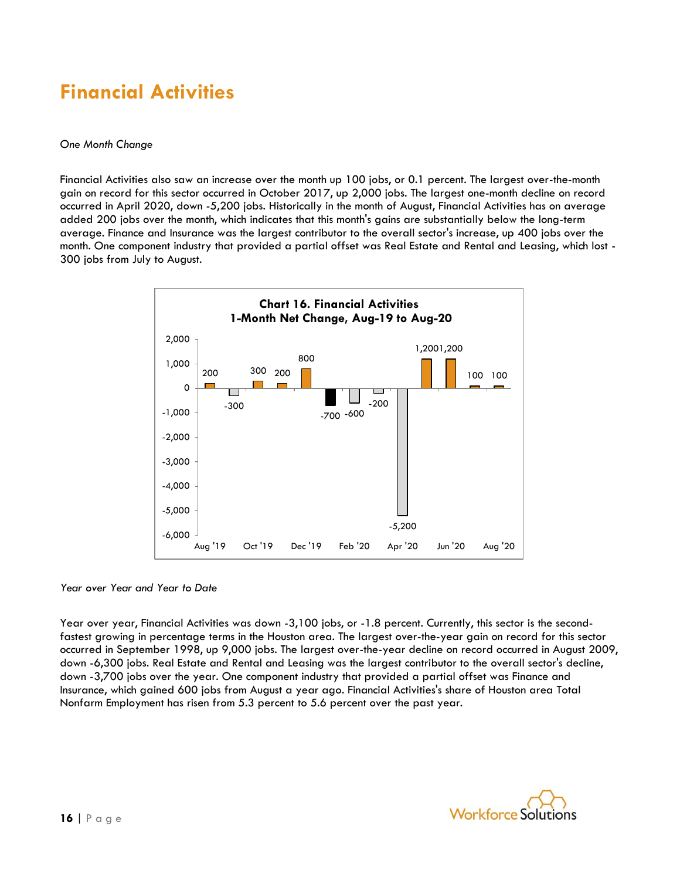# Financial Activities

*One Month Change*

Financial Activities also saw an increase over the month up 100 jobs, or 0.1 percent. The largest over-the-month gain on record for this sector occurred in October 2017, up 2,000 jobs. The largest one-month decline on record occurred in April 2020, down -5,200 jobs. Historically in the month of August, Financial Activities has on average added 200 jobs over the month, which indicates that this month's gains are substantially below the long-term average. Finance and Insurance was the largest contributor to the overall sector's increase, up 400 jobs over the month. One component industry that provided a partial offset was Real Estate and Rental and Leasing, which lost -300 jobs from July to August.

**Chart 16. Financial Activities**
**1-Month Net Change, Aug-19 to Aug-20**

| Month | Net Change |
|---|---|
| Aug '19 | 200 |
| Sep '19 | -300 |
| Oct '19 | 300 |
| Nov '19 | 200 |
| Dec '19 | 800 |
| Jan '20 | -700 |
| Feb '20 | -600 |
| Mar '20 | -200 |
| Apr '20 | -5,200 |
| May '20 | 1,200 |
| Jun '20 | 1,200 |
| Jul '20 | 100 |
| Aug '20 | 100 |

*Year over Year and Year to Date*

Year over year, Financial Activities was down -3,100 jobs, or -1.8 percent. Currently, this sector is the second-fastest growing in percentage terms in the Houston area. The largest over-the-year gain on record for this sector occurred in September 1998, up 9,000 jobs. The largest over-the-year decline on record occurred in August 2009, down -6,300 jobs. Real Estate and Rental and Leasing was the largest contributor to the overall sector's decline, down -3,700 jobs over the year. One component industry that provided a partial offset was Finance and Insurance, which gained 600 jobs from August a year ago. Financial Activities's share of Houston area Total Nonfarm Employment has risen from 5.3 percent to 5.6 percent over the past year.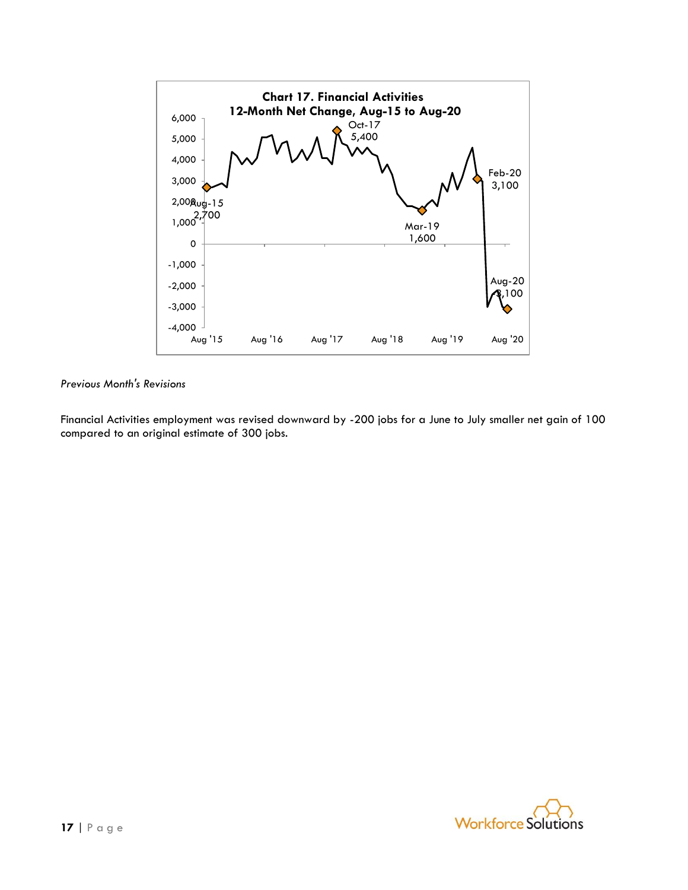Chart 17. Financial Activities
12-Month Net Change, Aug-15 to Aug-20

*Previous Month's Revisions*

Financial Activities employment was revised downward by -200 jobs for a June to July smaller net gain of 100 compared to an original estimate of 300 jobs.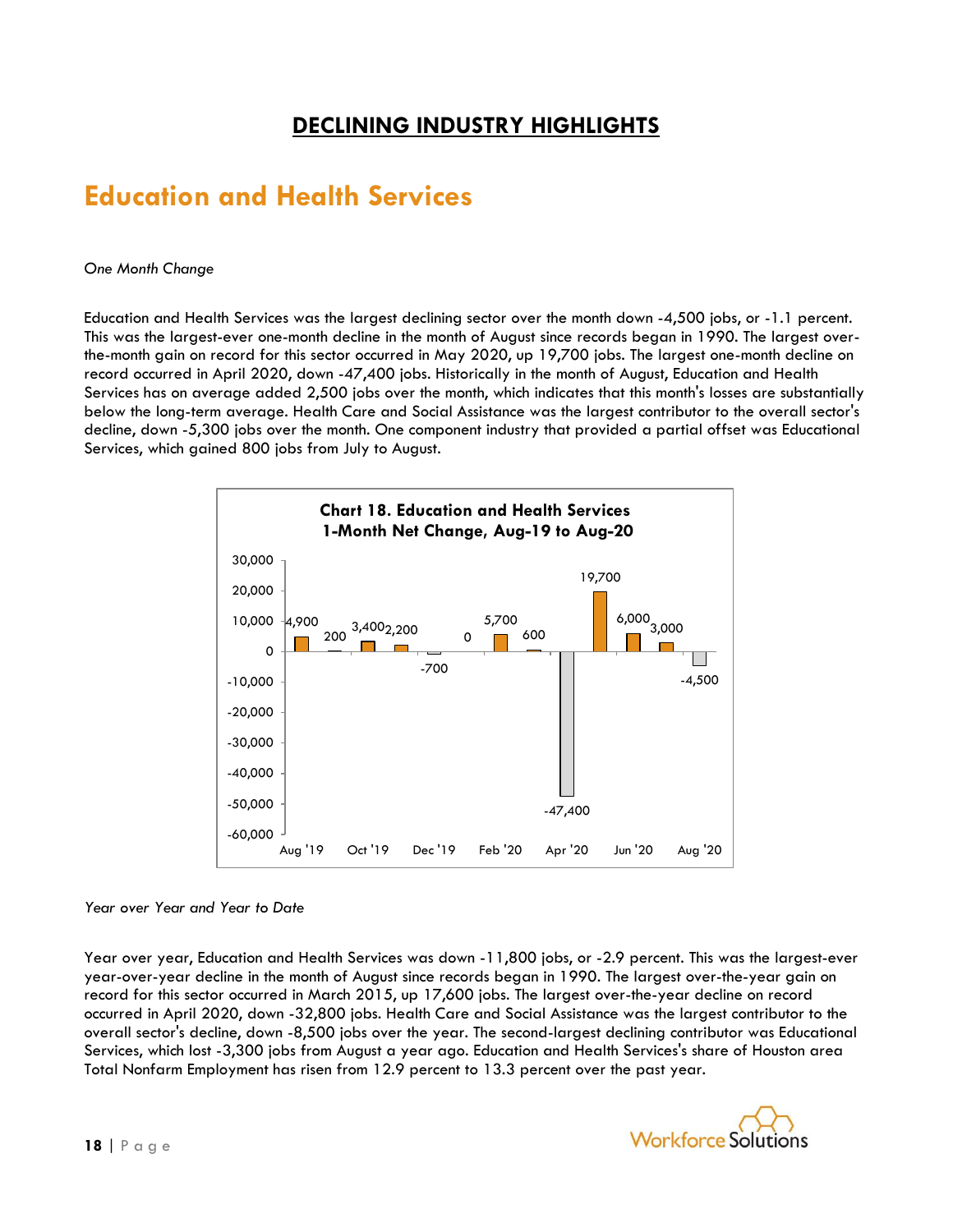## DECLINING INDUSTRY HIGHLIGHTS

# Education and Health Services

*One Month Change*

Education and Health Services was the largest declining sector over the month down -4,500 jobs, or -1.1 percent. This was the largest-ever one-month decline in the month of August since records began in 1990. The largest over-the-month gain on record for this sector occurred in May 2020, up 19,700 jobs. The largest one-month decline on record occurred in April 2020, down -47,400 jobs. Historically in the month of August, Education and Health Services has on average added 2,500 jobs over the month, which indicates that this month's losses are substantially below the long-term average. Health Care and Social Assistance was the largest contributor to the overall sector's decline, down -5,300 jobs over the month. One component industry that provided a partial offset was Educational Services, which gained 800 jobs from July to August.

**Chart 18. Education and Health Services 1-Month Net Change, Aug-19 to Aug-20**

*Year over Year and Year to Date*

Year over year, Education and Health Services was down -11,800 jobs, or -2.9 percent. This was the largest-ever year-over-year decline in the month of August since records began in 1990. The largest over-the-year gain on record for this sector occurred in March 2015, up 17,600 jobs. The largest over-the-year decline on record occurred in April 2020, down -32,800 jobs. Health Care and Social Assistance was the largest contributor to the overall sector's decline, down -8,500 jobs over the year. The second-largest declining contributor was Educational Services, which lost -3,300 jobs from August a year ago. Education and Health Services's share of Houston area Total Nonfarm Employment has risen from 12.9 percent to 13.3 percent over the past year.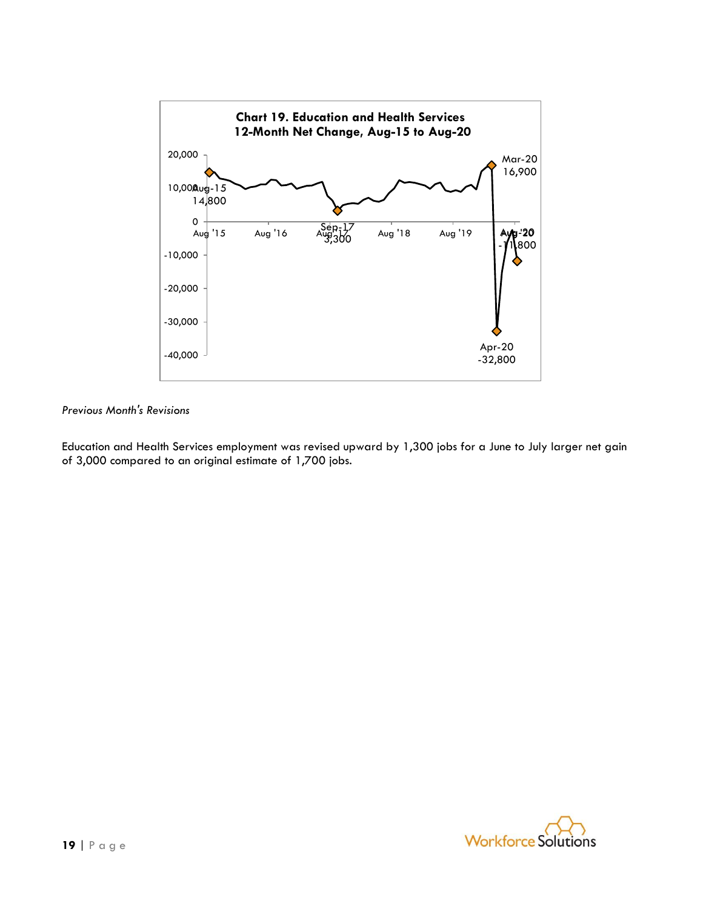**Chart 19. Education and Health Services 12-Month Net Change, Aug-15 to Aug-20**

*Previous Month's Revisions*

Education and Health Services employment was revised upward by 1,300 jobs for a June to July larger net gain of 3,000 compared to an original estimate of 1,700 jobs.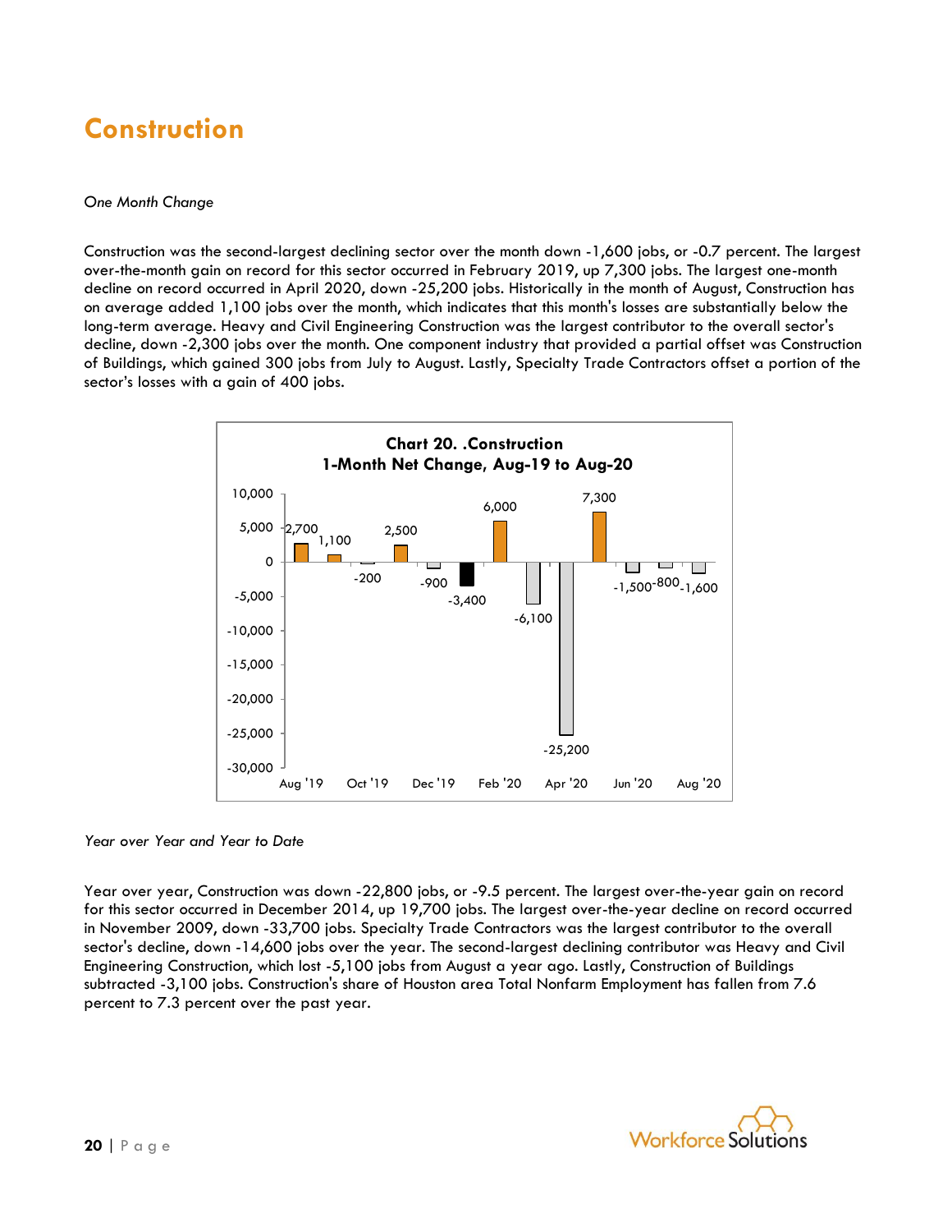# Construction

*One Month Change*

Construction was the second-largest declining sector over the month down -1,600 jobs, or -0.7 percent. The largest over-the-month gain on record for this sector occurred in February 2019, up 7,300 jobs. The largest one-month decline on record occurred in April 2020, down -25,200 jobs. Historically in the month of August, Construction has on average added 1,100 jobs over the month, which indicates that this month's losses are substantially below the long-term average. Heavy and Civil Engineering Construction was the largest contributor to the overall sector's decline, down -2,300 jobs over the month. One component industry that provided a partial offset was Construction of Buildings, which gained 300 jobs from July to August. Lastly, Specialty Trade Contractors offset a portion of the sector's losses with a gain of 400 jobs.

**Chart 20. .Construction**
**1-Month Net Change, Aug-19 to Aug-20**

| Month | Net Change |
|---|---|
| Aug '19 | 2,700 |
| Sep '19 | 1,100 |
| Oct '19 | -200 |
| Nov '19 | 2,500 |
| Dec '19 | -900 |
| Jan '20 | -3,400 |
| Feb '20 | 6,000 |
| Mar '20 | -6,100 |
| Apr '20 | -25,200 |
| May '20 | 7,300 |
| Jun '20 | -1,500 |
| Jul '20 | -800 |
| Aug '20 | -1,600 |

*Year over Year and Year to Date*

Year over year, Construction was down -22,800 jobs, or -9.5 percent. The largest over-the-year gain on record for this sector occurred in December 2014, up 19,700 jobs. The largest over-the-year decline on record occurred in November 2009, down -33,700 jobs. Specialty Trade Contractors was the largest contributor to the overall sector's decline, down -14,600 jobs over the year. The second-largest declining contributor was Heavy and Civil Engineering Construction, which lost -5,100 jobs from August a year ago. Lastly, Construction of Buildings subtracted -3,100 jobs. Construction's share of Houston area Total Nonfarm Employment has fallen from 7.6 percent to 7.3 percent over the past year.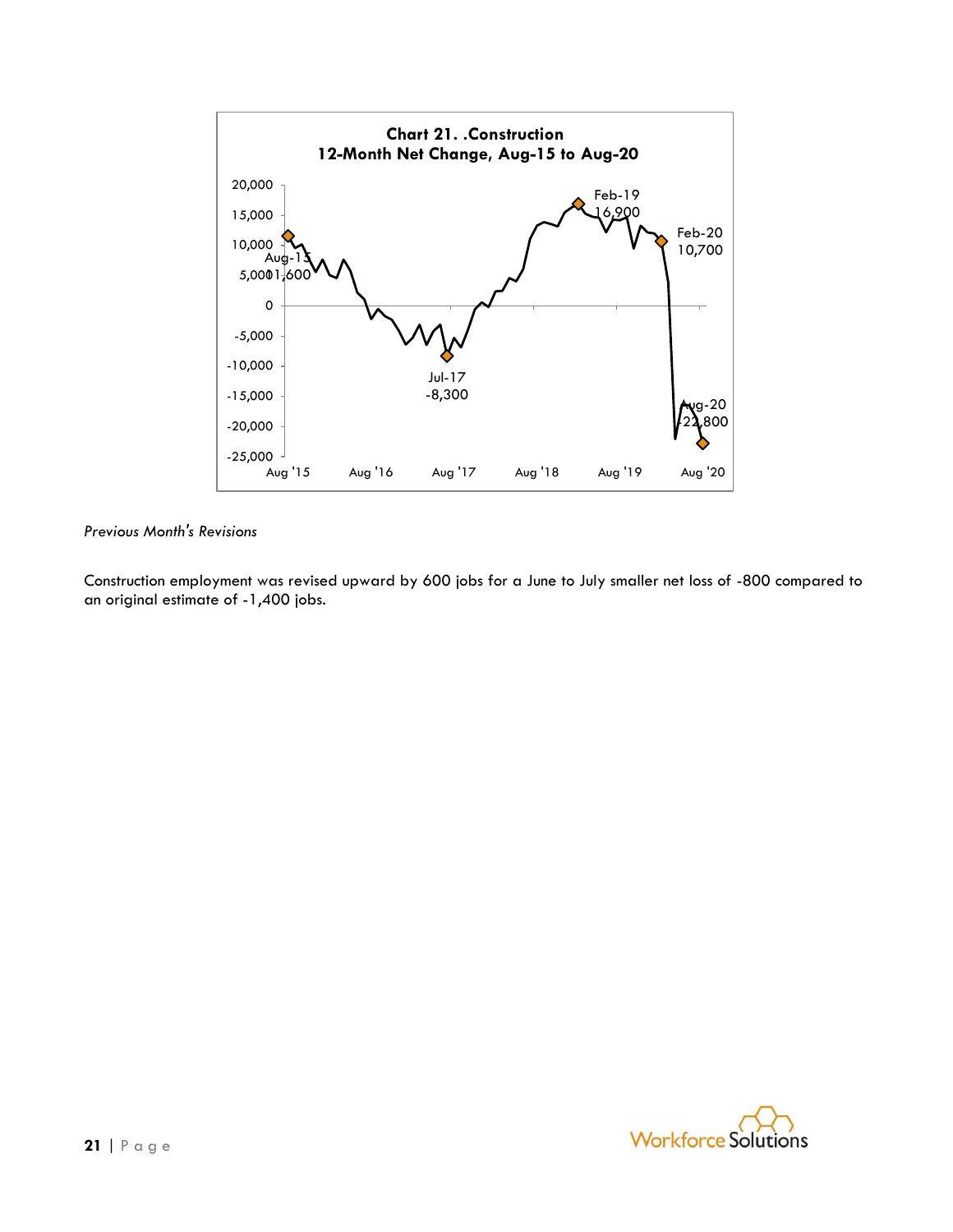**Chart 21. .Construction**
**12-Month Net Change, Aug-15 to Aug-20**

Aug-15 11,600

Jul-17 -8,300

Feb-19 16,900

Feb-20 10,700

Aug-20 -22,800

*Previous Month's Revisions*

Construction employment was revised upward by 600 jobs for a June to July smaller net loss of -800 compared to an original estimate of -1,400 jobs.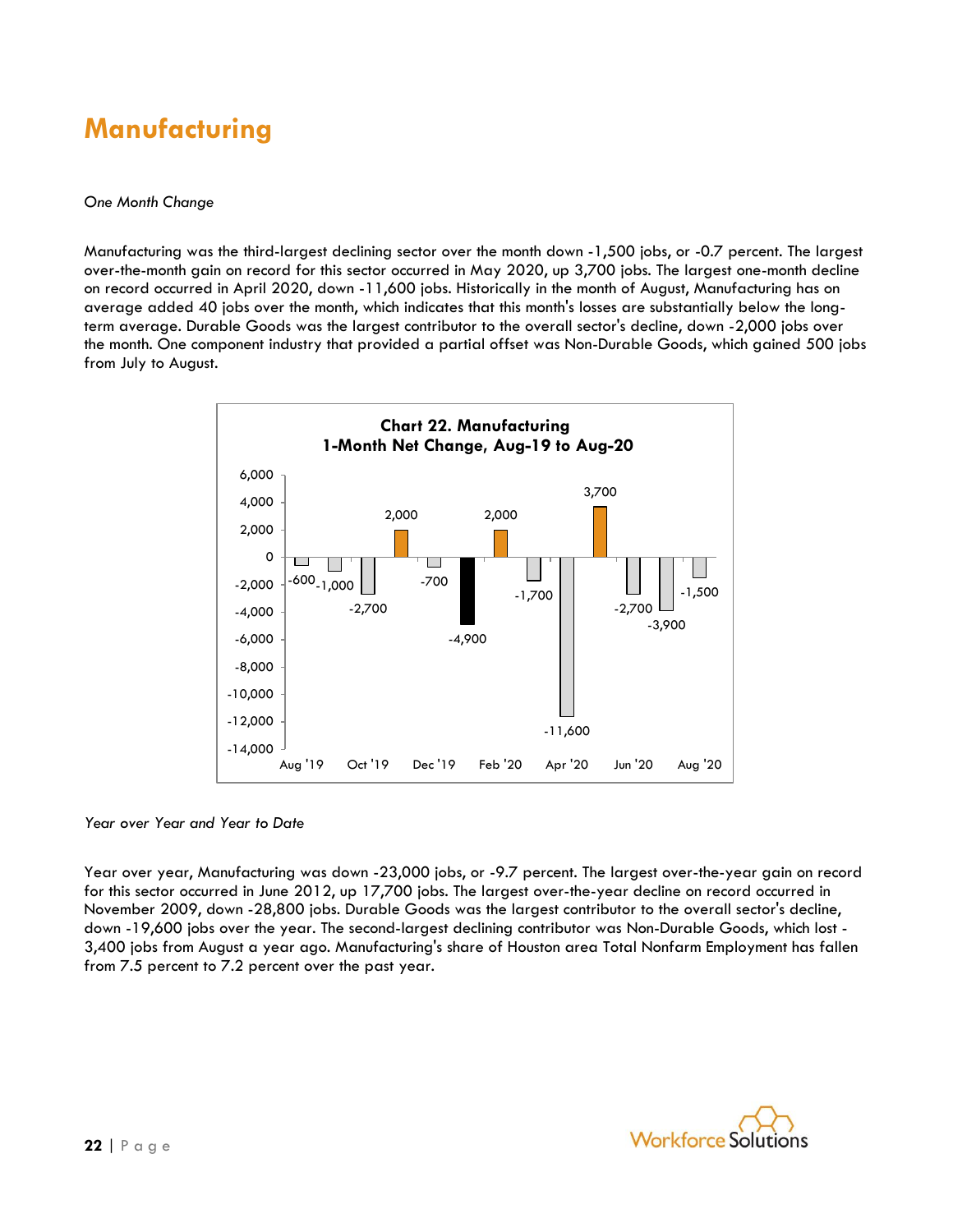# Manufacturing

*One Month Change*

Manufacturing was the third-largest declining sector over the month down -1,500 jobs, or -0.7 percent. The largest over-the-month gain on record for this sector occurred in May 2020, up 3,700 jobs. The largest one-month decline on record occurred in April 2020, down -11,600 jobs. Historically in the month of August, Manufacturing has on average added 40 jobs over the month, which indicates that this month's losses are substantially below the long-term average. Durable Goods was the largest contributor to the overall sector's decline, down -2,000 jobs over the month. One component industry that provided a partial offset was Non-Durable Goods, which gained 500 jobs from July to August.

**Chart 22. Manufacturing**
**1-Month Net Change, Aug-19 to Aug-20**

| Month | Net Change |
|---|---|
| Aug '19 | -600 |
| Sep '19 | -1,000 |
| Oct '19 | -2,700 |
| Nov '19 | 2,000 |
| Dec '19 | -700 |
| Jan '20 | -4,900 |
| Feb '20 | 2,000 |
| Mar '20 | -1,700 |
| Apr '20 | -11,600 |
| May '20 | 3,700 |
| Jun '20 | -2,700 |
| Jul '20 | -3,900 |
| Aug '20 | -1,500 |

*Year over Year and Year to Date*

Year over year, Manufacturing was down -23,000 jobs, or -9.7 percent. The largest over-the-year gain on record for this sector occurred in June 2012, up 17,700 jobs. The largest over-the-year decline on record occurred in November 2009, down -28,800 jobs. Durable Goods was the largest contributor to the overall sector's decline, down -19,600 jobs over the year. The second-largest declining contributor was Non-Durable Goods, which lost -3,400 jobs from August a year ago. Manufacturing's share of Houston area Total Nonfarm Employment has fallen from 7.5 percent to 7.2 percent over the past year.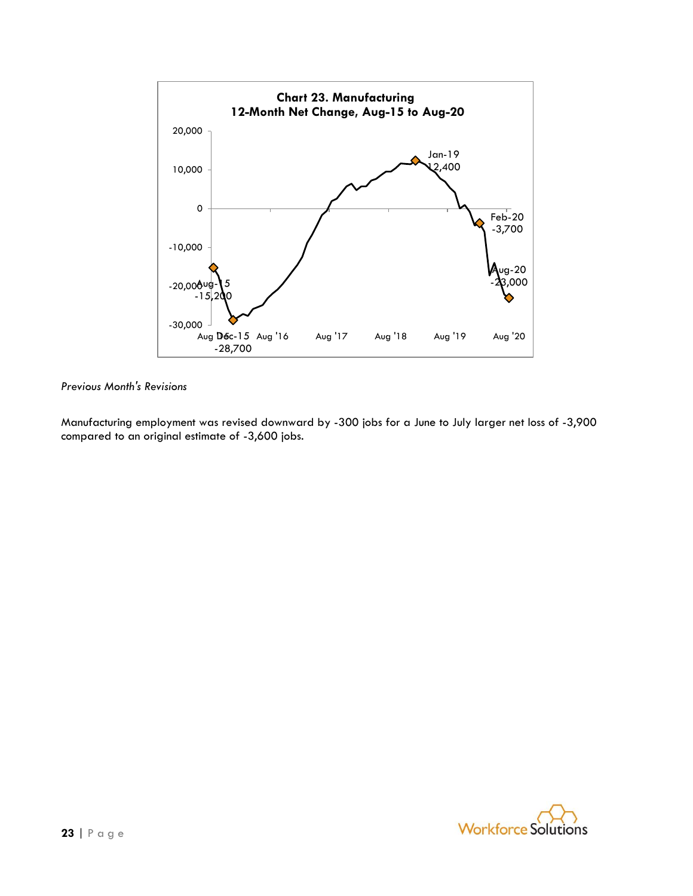**Chart 23. Manufacturing**
**12-Month Net Change, Aug-15 to Aug-20**

Aug-15: -15,200
Dec-15: -28,700
Jan-19: 12,400
Feb-20: -3,700
Aug-20: -23,000

*Previous Month's Revisions*

Manufacturing employment was revised downward by -300 jobs for a June to July larger net loss of -3,900 compared to an original estimate of -3,600 jobs.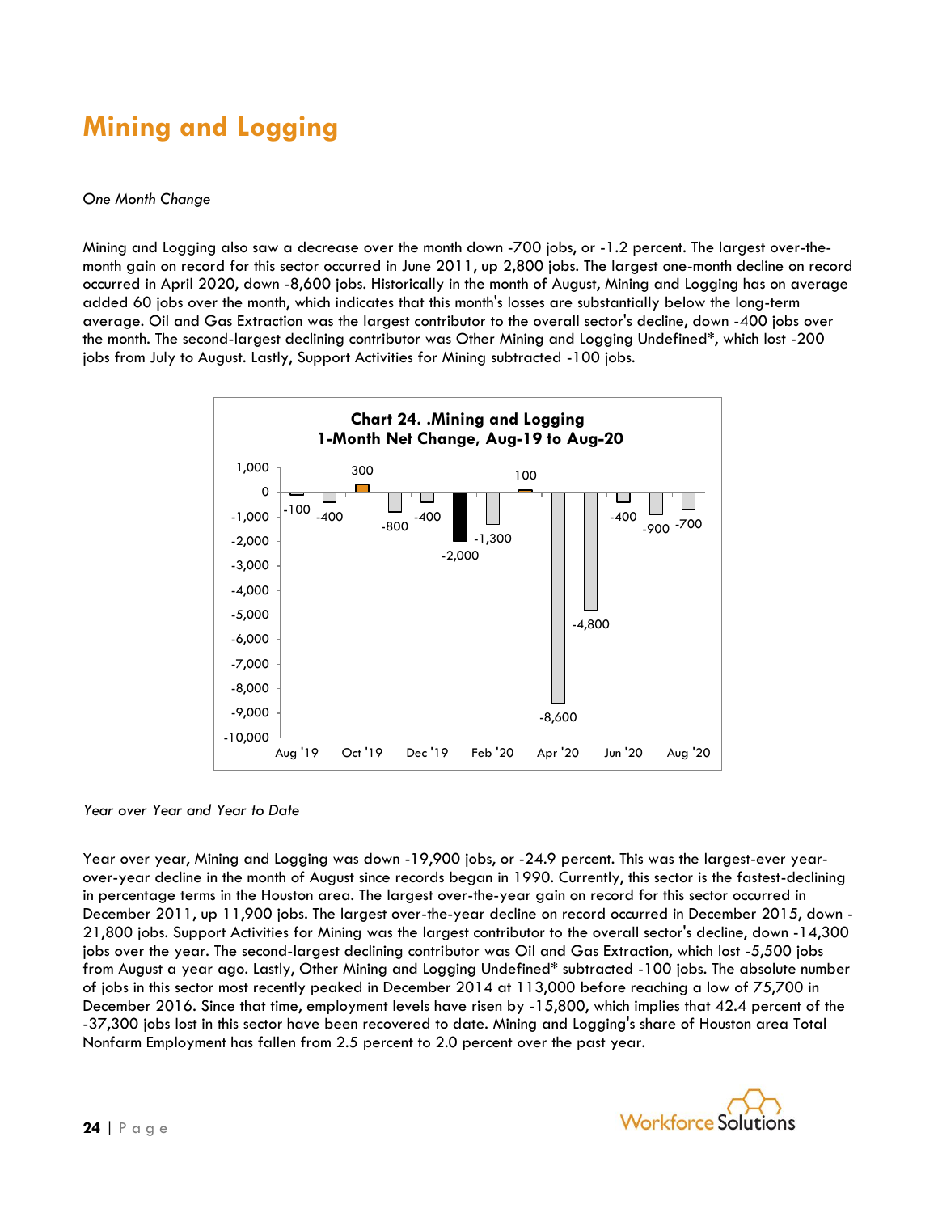# Mining and Logging

*One Month Change*

Mining and Logging also saw a decrease over the month down -700 jobs, or -1.2 percent. The largest over-the-month gain on record for this sector occurred in June 2011, up 2,800 jobs. The largest one-month decline on record occurred in April 2020, down -8,600 jobs. Historically in the month of August, Mining and Logging has on average added 60 jobs over the month, which indicates that this month's losses are substantially below the long-term average. Oil and Gas Extraction was the largest contributor to the overall sector's decline, down -400 jobs over the month. The second-largest declining contributor was Other Mining and Logging Undefined*, which lost -200 jobs from July to August. Lastly, Support Activities for Mining subtracted -100 jobs.

**Chart 24. .Mining and Logging**
**1-Month Net Change, Aug-19 to Aug-20**

| Month | Net Change |
|---|---|
| Aug '19 | -100 |
| Sep '19 | -400 |
| Oct '19 | 300 |
| Nov '19 | -800 |
| Dec '19 | -400 |
| Jan '20 | -2,000 |
| Feb '20 | -1,300 |
| Mar '20 | 100 |
| Apr '20 | -8,600 |
| May '20 | -4,800 |
| Jun '20 | -400 |
| Jul '20 | -900 |
| Aug '20 | -700 |

*Year over Year and Year to Date*

Year over year, Mining and Logging was down -19,900 jobs, or -24.9 percent. This was the largest-ever year-over-year decline in the month of August since records began in 1990. Currently, this sector is the fastest-declining in percentage terms in the Houston area. The largest over-the-year gain on record for this sector occurred in December 2011, up 11,900 jobs. The largest over-the-year decline on record occurred in December 2015, down -21,800 jobs. Support Activities for Mining was the largest contributor to the overall sector's decline, down -14,300 jobs over the year. The second-largest declining contributor was Oil and Gas Extraction, which lost -5,500 jobs from August a year ago. Lastly, Other Mining and Logging Undefined* subtracted -100 jobs. The absolute number of jobs in this sector most recently peaked in December 2014 at 113,000 before reaching a low of 75,700 in December 2016. Since that time, employment levels have risen by -15,800, which implies that 42.4 percent of the -37,300 jobs lost in this sector have been recovered to date. Mining and Logging's share of Houston area Total Nonfarm Employment has fallen from 2.5 percent to 2.0 percent over the past year.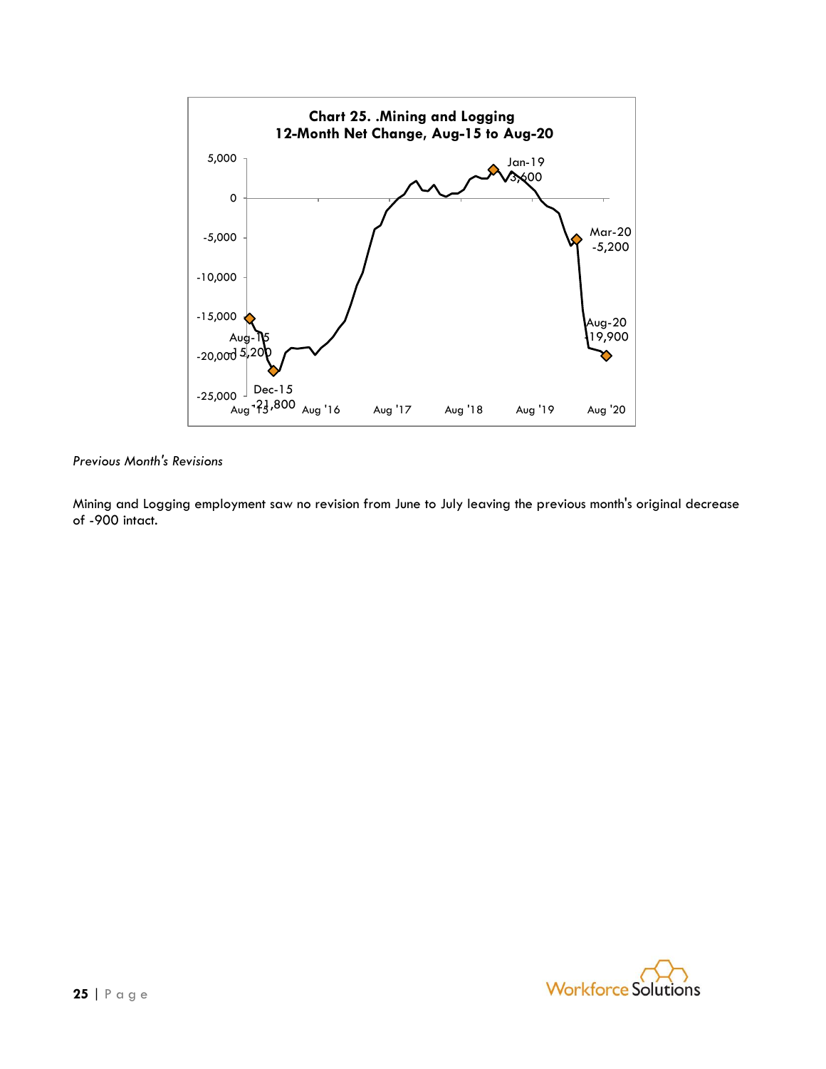**Chart 25. .Mining and Logging**
**12-Month Net Change, Aug-15 to Aug-20**

*Previous Month's Revisions*

Mining and Logging employment saw no revision from June to July leaving the previous month's original decrease of -900 intact.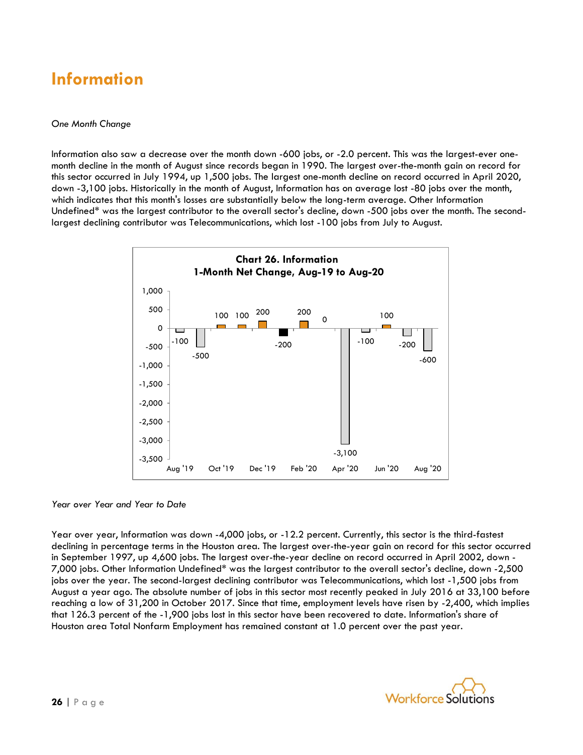# Information

*One Month Change*

Information also saw a decrease over the month down -600 jobs, or -2.0 percent. This was the largest-ever one-month decline in the month of August since records began in 1990. The largest over-the-month gain on record for this sector occurred in July 1994, up 1,500 jobs. The largest one-month decline on record occurred in April 2020, down -3,100 jobs. Historically in the month of August, Information has on average lost -80 jobs over the month, which indicates that this month's losses are substantially below the long-term average. Other Information Undefined* was the largest contributor to the overall sector's decline, down -500 jobs over the month. The second-largest declining contributor was Telecommunications, which lost -100 jobs from July to August.

**Chart 26. Information**
**1-Month Net Change, Aug-19 to Aug-20**

| Month | Net Change |
|---|---|
| Aug '19 | -100 |
| Sep '19 | -500 |
| Oct '19 | 100 |
| Nov '19 | 100 |
| Dec '19 | 200 |
| Jan '20 | -200 |
| Feb '20 | 200 |
| Mar '20 | 0 |
| Apr '20 | -3,100 |
| May '20 | -100 |
| Jun '20 | 100 |
| Jul '20 | -200 |
| Aug '20 | -600 |

*Year over Year and Year to Date*

Year over year, Information was down -4,000 jobs, or -12.2 percent. Currently, this sector is the third-fastest declining in percentage terms in the Houston area. The largest over-the-year gain on record for this sector occurred in September 1997, up 4,600 jobs. The largest over-the-year decline on record occurred in April 2002, down -7,000 jobs. Other Information Undefined* was the largest contributor to the overall sector's decline, down -2,500 jobs over the year. The second-largest declining contributor was Telecommunications, which lost -1,500 jobs from August a year ago. The absolute number of jobs in this sector most recently peaked in July 2016 at 33,100 before reaching a low of 31,200 in October 2017. Since that time, employment levels have risen by -2,400, which implies that 126.3 percent of the -1,900 jobs lost in this sector have been recovered to date. Information's share of Houston area Total Nonfarm Employment has remained constant at 1.0 percent over the past year.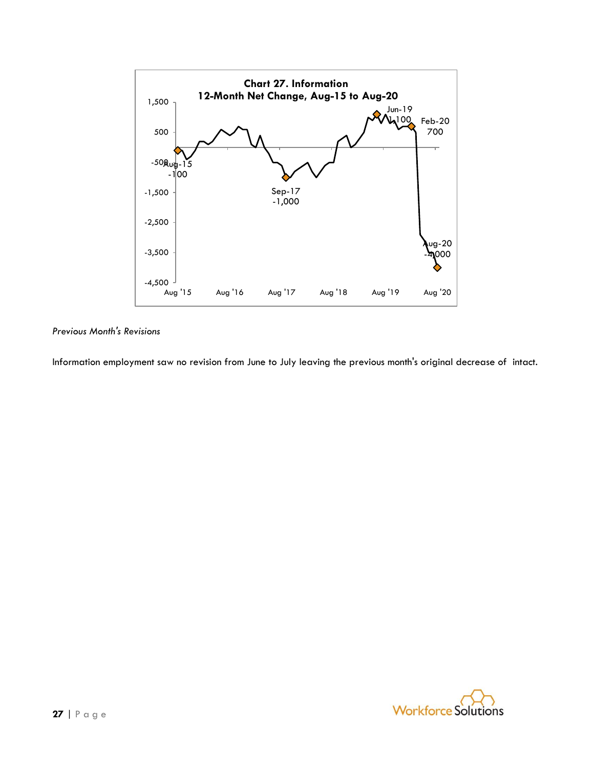**Chart 27. Information**
**12-Month Net Change, Aug-15 to Aug-20**

*Previous Month's Revisions*

Information employment saw no revision from June to July leaving the previous month's original decrease of  intact.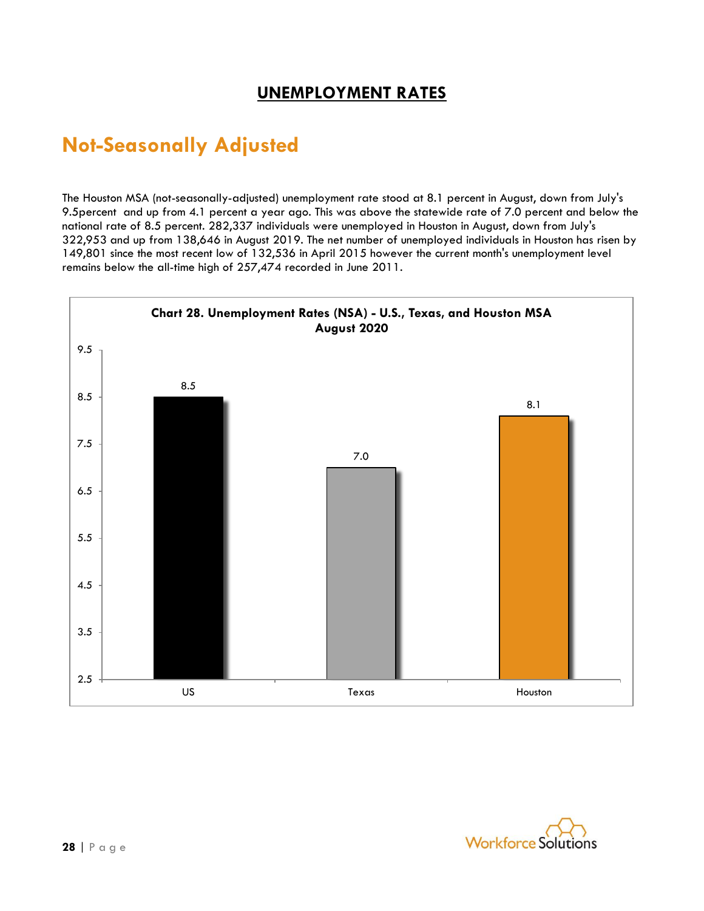# UNEMPLOYMENT RATES

## Not-Seasonally Adjusted

The Houston MSA (not-seasonally-adjusted) unemployment rate stood at 8.1 percent in August, down from July's 9.5percent and up from 4.1 percent a year ago. This was above the statewide rate of 7.0 percent and below the national rate of 8.5 percent. 282,337 individuals were unemployed in Houston in August, down from July's 322,953 and up from 138,646 in August 2019. The net number of unemployed individuals in Houston has risen by 149,801 since the most recent low of 132,536 in April 2015 however the current month's unemployment level remains below the all-time high of 257,474 recorded in June 2011.

**Chart 28. Unemployment Rates (NSA) - U.S., Texas, and Houston MSA August 2020**

| | US | Texas | Houston |
|---|---|---|---|
| Unemployment Rate | 8.5 | 7.0 | 8.1 |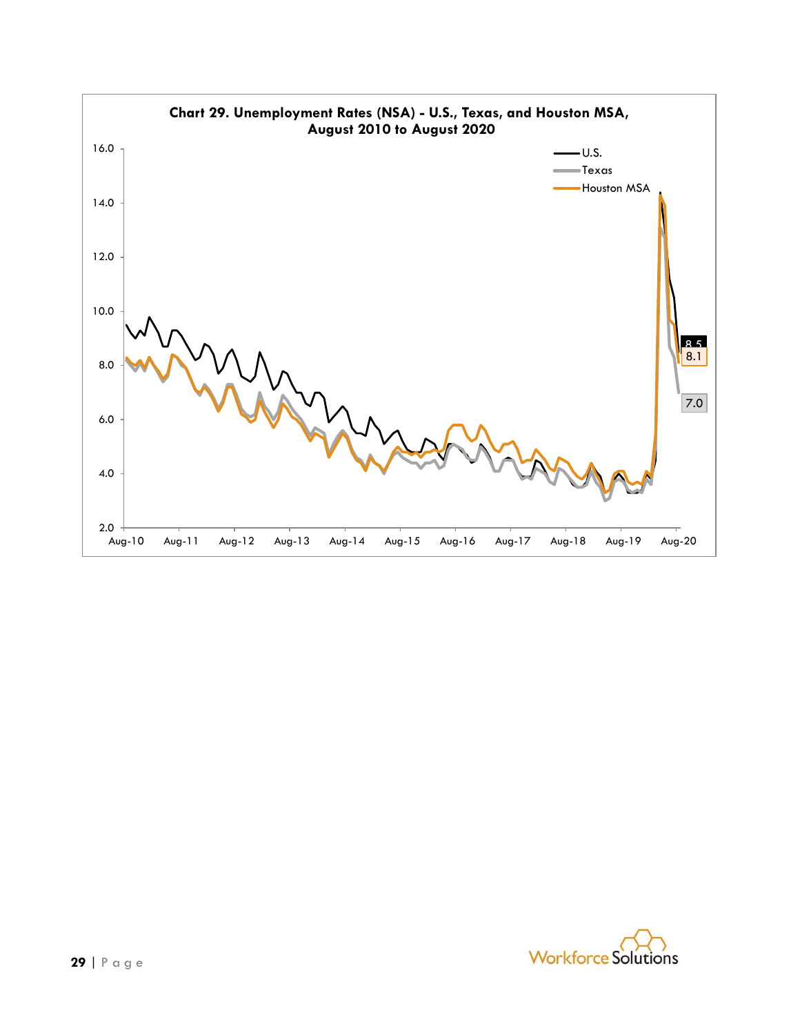**Chart 29. Unemployment Rates (NSA) - U.S., Texas, and Houston MSA, August 2010 to August 2020**

U.S.
Texas
Houston MSA

16.0
14.0
12.0
10.0
8.0
6.0
4.0
2.0

Aug-10 Aug-11 Aug-12 Aug-13 Aug-14 Aug-15 Aug-16 Aug-17 Aug-18 Aug-19 Aug-20

8.5
8.1
7.0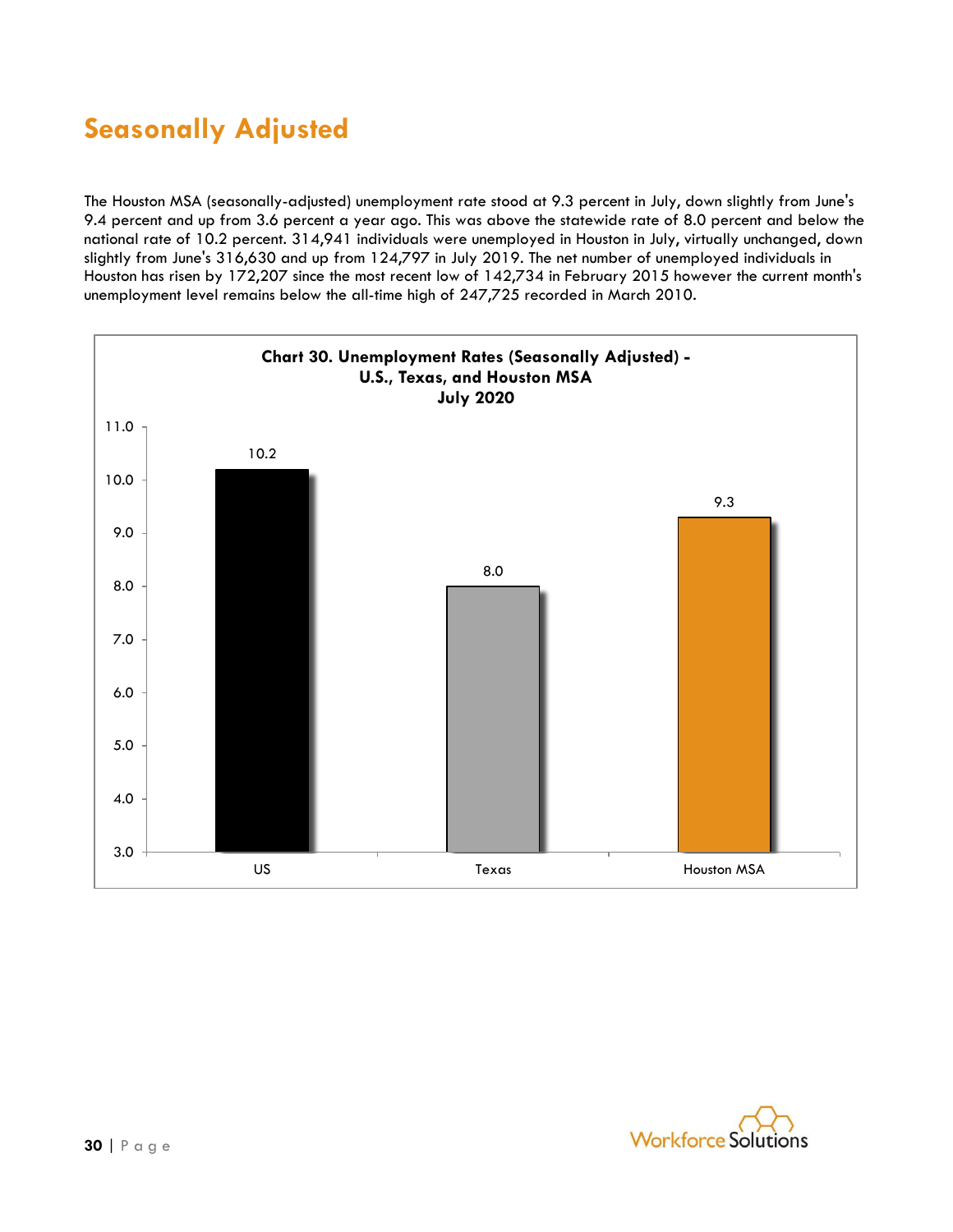## Seasonally Adjusted

The Houston MSA (seasonally-adjusted) unemployment rate stood at 9.3 percent in July, down slightly from June's 9.4 percent and up from 3.6 percent a year ago. This was above the statewide rate of 8.0 percent and below the national rate of 10.2 percent. 314,941 individuals were unemployed in Houston in July, virtually unchanged, down slightly from June's 316,630 and up from 124,797 in July 2019. The net number of unemployed individuals in Houston has risen by 172,207 since the most recent low of 142,734 in February 2015 however the current month's unemployment level remains below the all-time high of 247,725 recorded in March 2010.

**Chart 30. Unemployment Rates (Seasonally Adjusted) - U.S., Texas, and Houston MSA July 2020**

| | Rate |
|---|---|
| US | 10.2 |
| Texas | 8.0 |
| Houston MSA | 9.3 |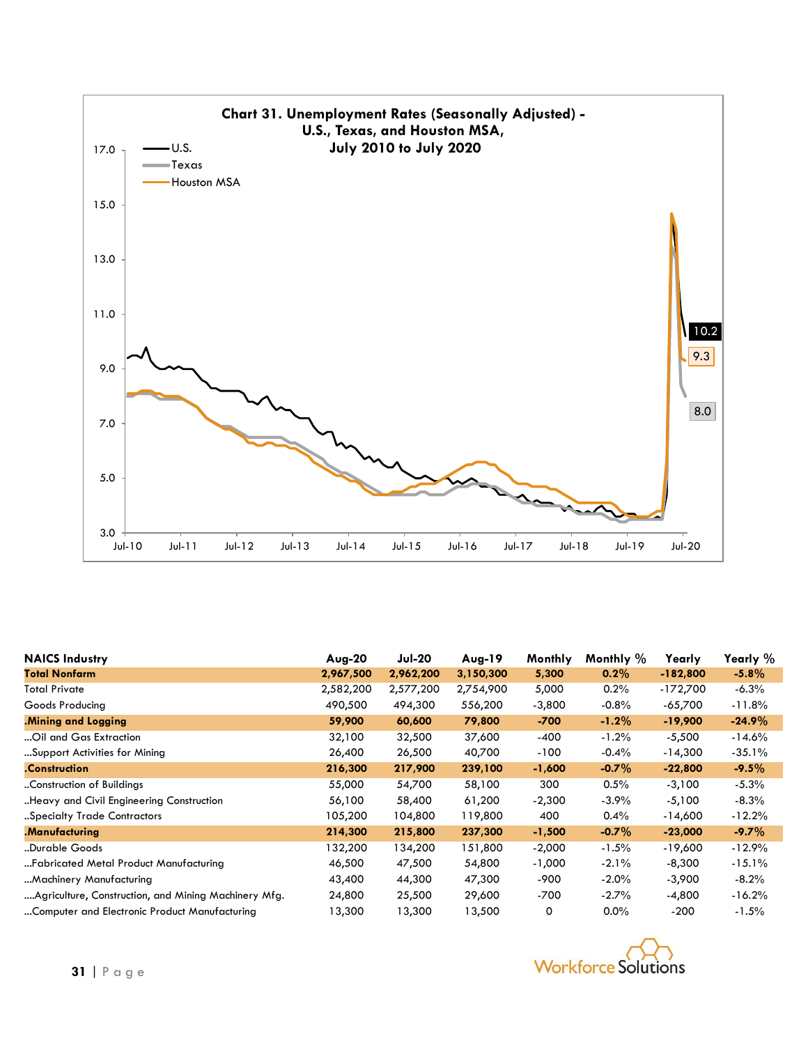**Chart 31. Unemployment Rates (Seasonally Adjusted) - U.S., Texas, and Houston MSA, July 2010 to July 2020**

| NAICS Industry | Aug-20 | Jul-20 | Aug-19 | Monthly | Monthly % | Yearly | Yearly % |
|---|---|---|---|---|---|---|---|
| **Total Nonfarm** | **2,967,500** | **2,962,200** | **3,150,300** | **5,300** | **0.2%** | **-182,800** | **-5.8%** |
| Total Private | 2,582,200 | 2,577,200 | 2,754,900 | 5,000 | 0.2% | -172,700 | -6.3% |
| Goods Producing | 490,500 | 494,300 | 556,200 | -3,800 | -0.8% | -65,700 | -11.8% |
| **.Mining and Logging** | **59,900** | **60,600** | **79,800** | **-700** | **-1.2%** | **-19,900** | **-24.9%** |
| ...Oil and Gas Extraction | 32,100 | 32,500 | 37,600 | -400 | -1.2% | -5,500 | -14.6% |
| ...Support Activities for Mining | 26,400 | 26,500 | 40,700 | -100 | -0.4% | -14,300 | -35.1% |
| **.Construction** | **216,300** | **217,900** | **239,100** | **-1,600** | **-0.7%** | **-22,800** | **-9.5%** |
| ..Construction of Buildings | 55,000 | 54,700 | 58,100 | 300 | 0.5% | -3,100 | -5.3% |
| ..Heavy and Civil Engineering Construction | 56,100 | 58,400 | 61,200 | -2,300 | -3.9% | -5,100 | -8.3% |
| ..Specialty Trade Contractors | 105,200 | 104,800 | 119,800 | 400 | 0.4% | -14,600 | -12.2% |
| **.Manufacturing** | **214,300** | **215,800** | **237,300** | **-1,500** | **-0.7%** | **-23,000** | **-9.7%** |
| ..Durable Goods | 132,200 | 134,200 | 151,800 | -2,000 | -1.5% | -19,600 | -12.9% |
| ...Fabricated Metal Product Manufacturing | 46,500 | 47,500 | 54,800 | -1,000 | -2.1% | -8,300 | -15.1% |
| ...Machinery Manufacturing | 43,400 | 44,300 | 47,300 | -900 | -2.0% | -3,900 | -8.2% |
| ....Agriculture, Construction, and Mining Machinery Mfg. | 24,800 | 25,500 | 29,600 | -700 | -2.7% | -4,800 | -16.2% |
| ...Computer and Electronic Product Manufacturing | 13,300 | 13,300 | 13,500 | 0 | 0.0% | -200 | -1.5% |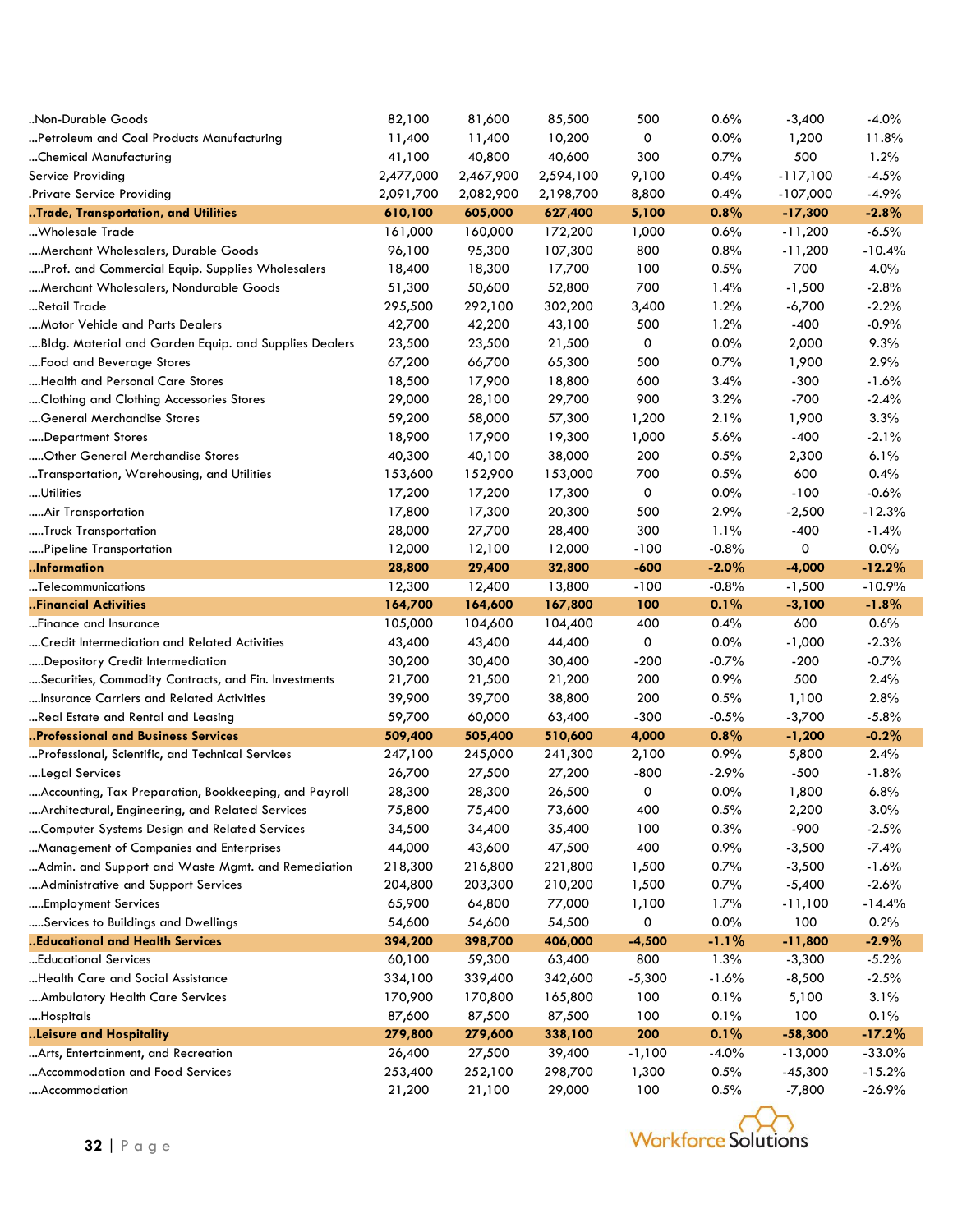| | | | | | | | |
|---|---|---|---|---|---|---|---|
| ..Non-Durable Goods | 82,100 | 81,600 | 85,500 | 500 | 0.6% | -3,400 | -4.0% |
| ...Petroleum and Coal Products Manufacturing | 11,400 | 11,400 | 10,200 | 0 | 0.0% | 1,200 | 11.8% |
| ...Chemical Manufacturing | 41,100 | 40,800 | 40,600 | 300 | 0.7% | 500 | 1.2% |
| Service Providing | 2,477,000 | 2,467,900 | 2,594,100 | 9,100 | 0.4% | -117,100 | -4.5% |
| .Private Service Providing | 2,091,700 | 2,082,900 | 2,198,700 | 8,800 | 0.4% | -107,000 | -4.9% |
| **..Trade, Transportation, and Utilities** | **610,100** | **605,000** | **627,400** | **5,100** | **0.8%** | **-17,300** | **-2.8%** |
| ...Wholesale Trade | 161,000 | 160,000 | 172,200 | 1,000 | 0.6% | -11,200 | -6.5% |
| ....Merchant Wholesalers, Durable Goods | 96,100 | 95,300 | 107,300 | 800 | 0.8% | -11,200 | -10.4% |
| .....Prof. and Commercial Equip. Supplies Wholesalers | 18,400 | 18,300 | 17,700 | 100 | 0.5% | 700 | 4.0% |
| ....Merchant Wholesalers, Nondurable Goods | 51,300 | 50,600 | 52,800 | 700 | 1.4% | -1,500 | -2.8% |
| ...Retail Trade | 295,500 | 292,100 | 302,200 | 3,400 | 1.2% | -6,700 | -2.2% |
| ....Motor Vehicle and Parts Dealers | 42,700 | 42,200 | 43,100 | 500 | 1.2% | -400 | -0.9% |
| ....Bldg. Material and Garden Equip. and Supplies Dealers | 23,500 | 23,500 | 21,500 | 0 | 0.0% | 2,000 | 9.3% |
| ....Food and Beverage Stores | 67,200 | 66,700 | 65,300 | 500 | 0.7% | 1,900 | 2.9% |
| ....Health and Personal Care Stores | 18,500 | 17,900 | 18,800 | 600 | 3.4% | -300 | -1.6% |
| ....Clothing and Clothing Accessories Stores | 29,000 | 28,100 | 29,700 | 900 | 3.2% | -700 | -2.4% |
| ....General Merchandise Stores | 59,200 | 58,000 | 57,300 | 1,200 | 2.1% | 1,900 | 3.3% |
| .....Department Stores | 18,900 | 17,900 | 19,300 | 1,000 | 5.6% | -400 | -2.1% |
| .....Other General Merchandise Stores | 40,300 | 40,100 | 38,000 | 200 | 0.5% | 2,300 | 6.1% |
| ...Transportation, Warehousing, and Utilities | 153,600 | 152,900 | 153,000 | 700 | 0.5% | 600 | 0.4% |
| ....Utilities | 17,200 | 17,200 | 17,300 | 0 | 0.0% | -100 | -0.6% |
| .....Air Transportation | 17,800 | 17,300 | 20,300 | 500 | 2.9% | -2,500 | -12.3% |
| .....Truck Transportation | 28,000 | 27,700 | 28,400 | 300 | 1.1% | -400 | -1.4% |
| .....Pipeline Transportation | 12,000 | 12,100 | 12,000 | -100 | -0.8% | 0 | 0.0% |
| **..Information** | **28,800** | **29,400** | **32,800** | **-600** | **-2.0%** | **-4,000** | **-12.2%** |
| ...Telecommunications | 12,300 | 12,400 | 13,800 | -100 | -0.8% | -1,500 | -10.9% |
| **..Financial Activities** | **164,700** | **164,600** | **167,800** | **100** | **0.1%** | **-3,100** | **-1.8%** |
| ...Finance and Insurance | 105,000 | 104,600 | 104,400 | 400 | 0.4% | 600 | 0.6% |
| ....Credit Intermediation and Related Activities | 43,400 | 43,400 | 44,400 | 0 | 0.0% | -1,000 | -2.3% |
| .....Depository Credit Intermediation | 30,200 | 30,400 | 30,400 | -200 | -0.7% | -200 | -0.7% |
| ....Securities, Commodity Contracts, and Fin. Investments | 21,700 | 21,500 | 21,200 | 200 | 0.9% | 500 | 2.4% |
| ....Insurance Carriers and Related Activities | 39,900 | 39,700 | 38,800 | 200 | 0.5% | 1,100 | 2.8% |
| ...Real Estate and Rental and Leasing | 59,700 | 60,000 | 63,400 | -300 | -0.5% | -3,700 | -5.8% |
| **..Professional and Business Services** | **509,400** | **505,400** | **510,600** | **4,000** | **0.8%** | **-1,200** | **-0.2%** |
| ...Professional, Scientific, and Technical Services | 247,100 | 245,000 | 241,300 | 2,100 | 0.9% | 5,800 | 2.4% |
| ....Legal Services | 26,700 | 27,500 | 27,200 | -800 | -2.9% | -500 | -1.8% |
| ....Accounting, Tax Preparation, Bookkeeping, and Payroll | 28,300 | 28,300 | 26,500 | 0 | 0.0% | 1,800 | 6.8% |
| ....Architectural, Engineering, and Related Services | 75,800 | 75,400 | 73,600 | 400 | 0.5% | 2,200 | 3.0% |
| ....Computer Systems Design and Related Services | 34,500 | 34,400 | 35,400 | 100 | 0.3% | -900 | -2.5% |
| ...Management of Companies and Enterprises | 44,000 | 43,600 | 47,500 | 400 | 0.9% | -3,500 | -7.4% |
| ...Admin. and Support and Waste Mgmt. and Remediation | 218,300 | 216,800 | 221,800 | 1,500 | 0.7% | -3,500 | -1.6% |
| ....Administrative and Support Services | 204,800 | 203,300 | 210,200 | 1,500 | 0.7% | -5,400 | -2.6% |
| .....Employment Services | 65,900 | 64,800 | 77,000 | 1,100 | 1.7% | -11,100 | -14.4% |
| .....Services to Buildings and Dwellings | 54,600 | 54,600 | 54,500 | 0 | 0.0% | 100 | 0.2% |
| **..Educational and Health Services** | **394,200** | **398,700** | **406,000** | **-4,500** | **-1.1%** | **-11,800** | **-2.9%** |
| ...Educational Services | 60,100 | 59,300 | 63,400 | 800 | 1.3% | -3,300 | -5.2% |
| ...Health Care and Social Assistance | 334,100 | 339,400 | 342,600 | -5,300 | -1.6% | -8,500 | -2.5% |
| ....Ambulatory Health Care Services | 170,900 | 170,800 | 165,800 | 100 | 0.1% | 5,100 | 3.1% |
| ....Hospitals | 87,600 | 87,500 | 87,500 | 100 | 0.1% | 100 | 0.1% |
| **..Leisure and Hospitality** | **279,800** | **279,600** | **338,100** | **200** | **0.1%** | **-58,300** | **-17.2%** |
| ...Arts, Entertainment, and Recreation | 26,400 | 27,500 | 39,400 | -1,100 | -4.0% | -13,000 | -33.0% |
| ...Accommodation and Food Services | 253,400 | 252,100 | 298,700 | 1,300 | 0.5% | -45,300 | -15.2% |
| ....Accommodation | 21,200 | 21,100 | 29,000 | 100 | 0.5% | -7,800 | -26.9% |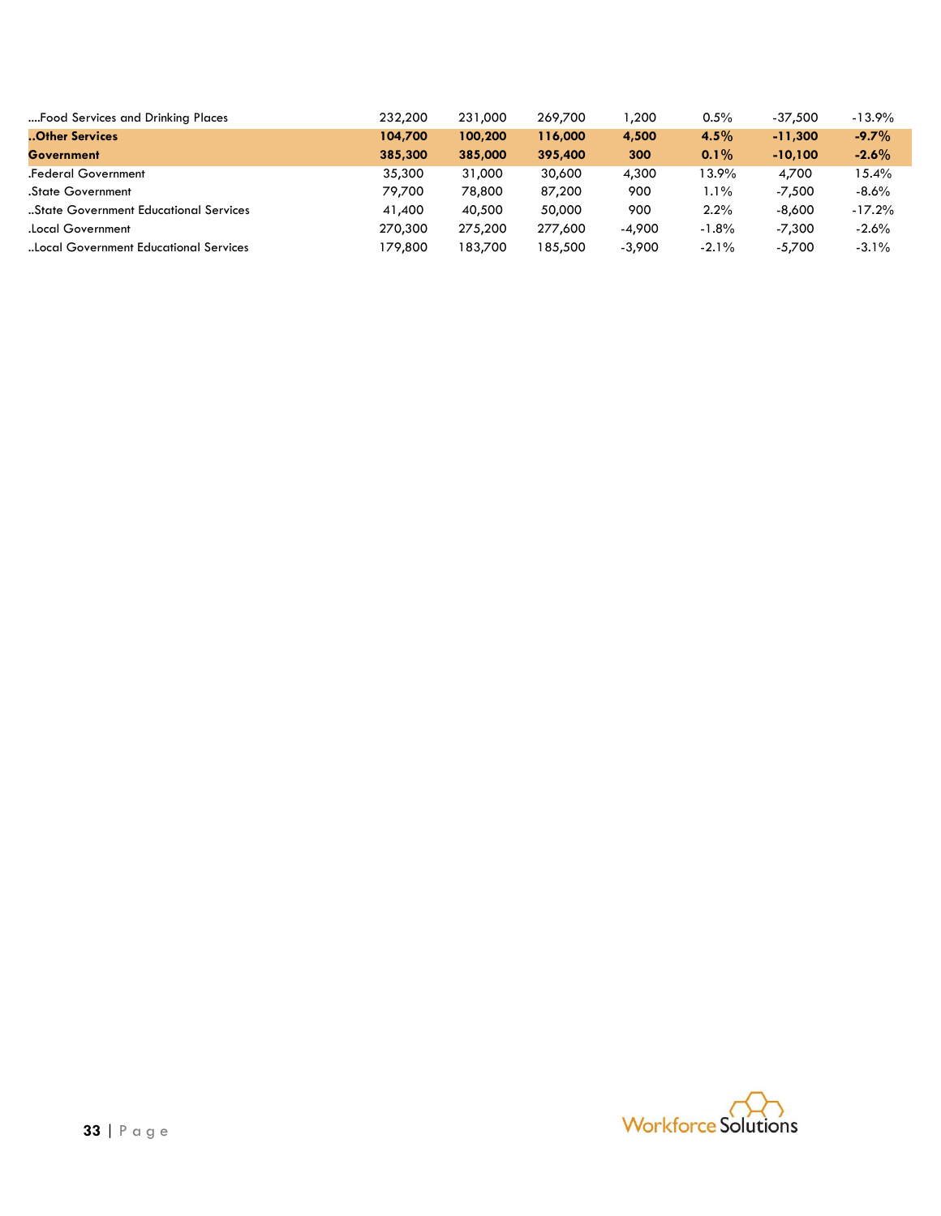| | | | | | | | |
|---|---|---|---|---|---|---|---|
| ....Food Services and Drinking Places | 232,200 | 231,000 | 269,700 | 1,200 | 0.5% | -37,500 | -13.9% |
| **..Other Services** | **104,700** | **100,200** | **116,000** | **4,500** | **4.5%** | **-11,300** | **-9.7%** |
| **Government** | **385,300** | **385,000** | **395,400** | **300** | **0.1%** | **-10,100** | **-2.6%** |
| .Federal Government | 35,300 | 31,000 | 30,600 | 4,300 | 13.9% | 4,700 | 15.4% |
| .State Government | 79,700 | 78,800 | 87,200 | 900 | 1.1% | -7,500 | -8.6% |
| ..State Government Educational Services | 41,400 | 40,500 | 50,000 | 900 | 2.2% | -8,600 | -17.2% |
| .Local Government | 270,300 | 275,200 | 277,600 | -4,900 | -1.8% | -7,300 | -2.6% |
| ..Local Government Educational Services | 179,800 | 183,700 | 185,500 | -3,900 | -2.1% | -5,700 | -3.1% |